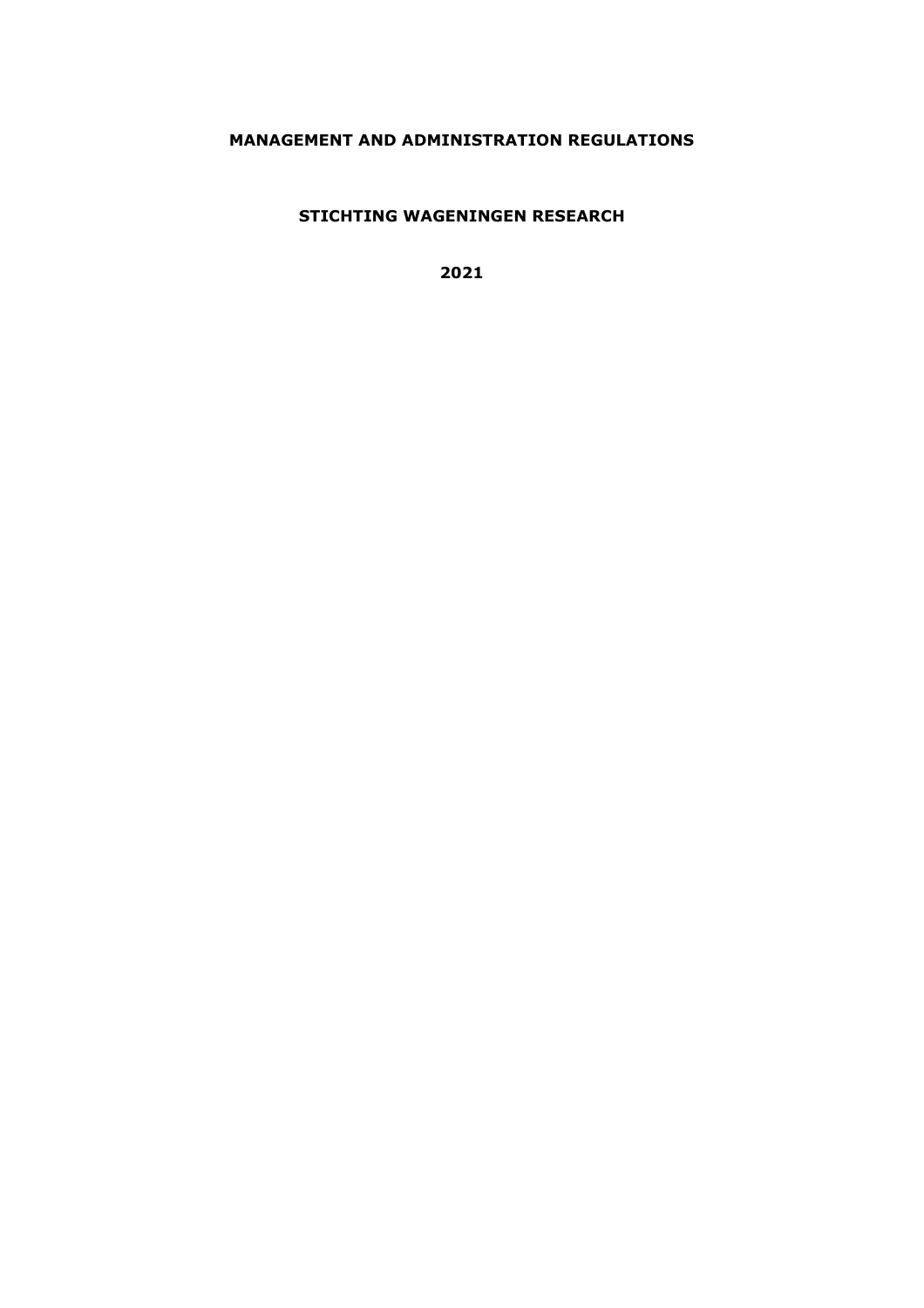# MANAGEMENT AND ADMINISTRATION REGULATIONS

## STICHTING WAGENINGEN RESEARCH

**2021**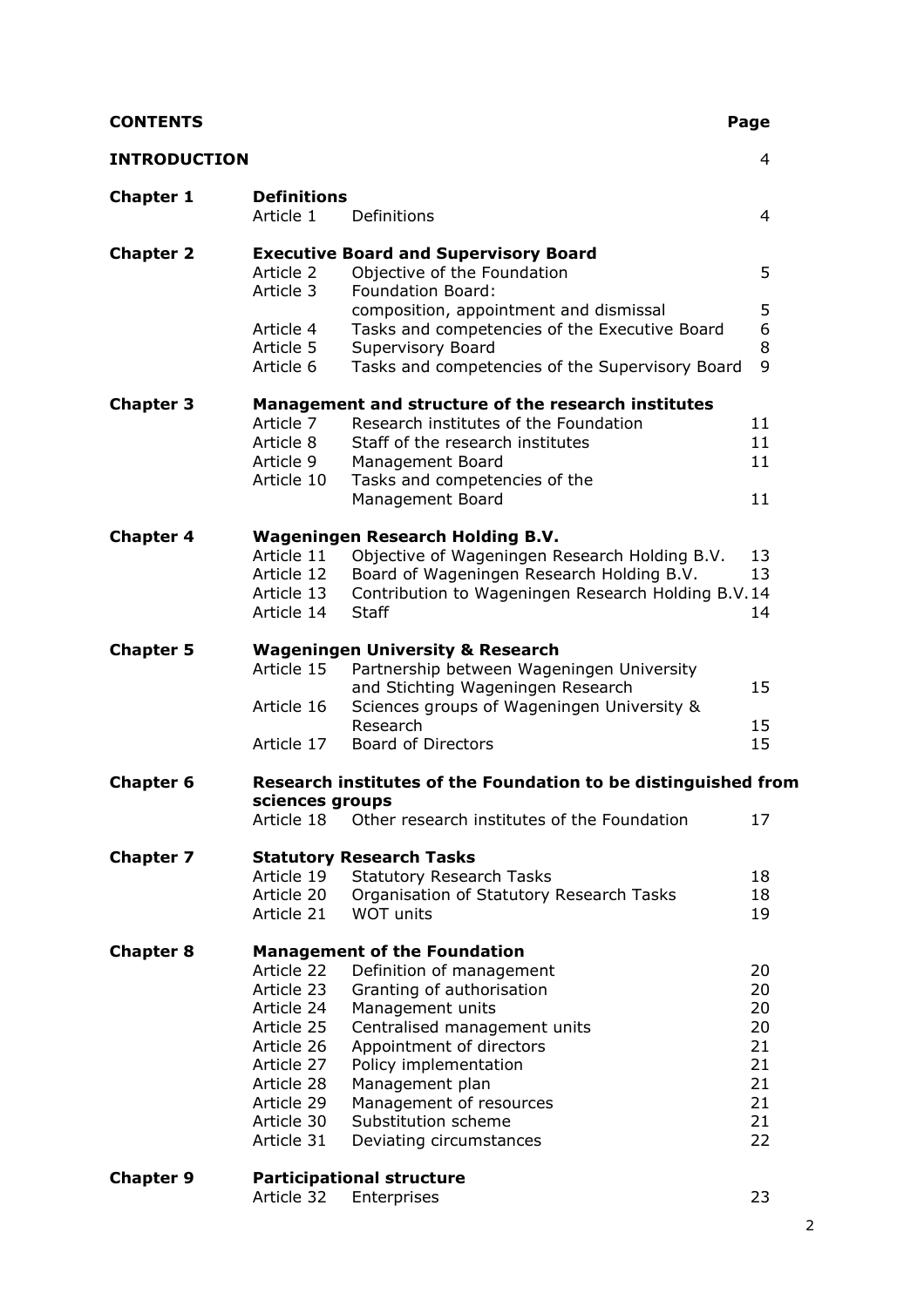| **CONTENTS** | | | **Page** |
|---|---|---|---|
| **INTRODUCTION** | | | 4 |
| **Chapter 1** | **Definitions** | | |
| | Article 1 | Definitions | 4 |
| **Chapter 2** | **Executive Board and Supervisory Board** | | |
| | Article 2 | Objective of the Foundation | 5 |
| | Article 3 | Foundation Board: composition, appointment and dismissal | 5 |
| | Article 4 | Tasks and competencies of the Executive Board | 6 |
| | Article 5 | Supervisory Board | 8 |
| | Article 6 | Tasks and competencies of the Supervisory Board | 9 |
| **Chapter 3** | **Management and structure of the research institutes** | | |
| | Article 7 | Research institutes of the Foundation | 11 |
| | Article 8 | Staff of the research institutes | 11 |
| | Article 9 | Management Board | 11 |
| | Article 10 | Tasks and competencies of the Management Board | 11 |
| **Chapter 4** | **Wageningen Research Holding B.V.** | | |
| | Article 11 | Objective of Wageningen Research Holding B.V. | 13 |
| | Article 12 | Board of Wageningen Research Holding B.V. | 13 |
| | Article 13 | Contribution to Wageningen Research Holding B.V. | 14 |
| | Article 14 | Staff | 14 |
| **Chapter 5** | **Wageningen University & Research** | | |
| | Article 15 | Partnership between Wageningen University and Stichting Wageningen Research | 15 |
| | Article 16 | Sciences groups of Wageningen University & Research | 15 |
| | Article 17 | Board of Directors | 15 |
| **Chapter 6** | **Research institutes of the Foundation to be distinguished from sciences groups** | | |
| | Article 18 | Other research institutes of the Foundation | 17 |
| **Chapter 7** | **Statutory Research Tasks** | | |
| | Article 19 | Statutory Research Tasks | 18 |
| | Article 20 | Organisation of Statutory Research Tasks | 18 |
| | Article 21 | WOT units | 19 |
| **Chapter 8** | **Management of the Foundation** | | |
| | Article 22 | Definition of management | 20 |
| | Article 23 | Granting of authorisation | 20 |
| | Article 24 | Management units | 20 |
| | Article 25 | Centralised management units | 20 |
| | Article 26 | Appointment of directors | 21 |
| | Article 27 | Policy implementation | 21 |
| | Article 28 | Management plan | 21 |
| | Article 29 | Management of resources | 21 |
| | Article 30 | Substitution scheme | 21 |
| | Article 31 | Deviating circumstances | 22 |
| **Chapter 9** | **Participational structure** | | |
| | Article 32 | Enterprises | 23 |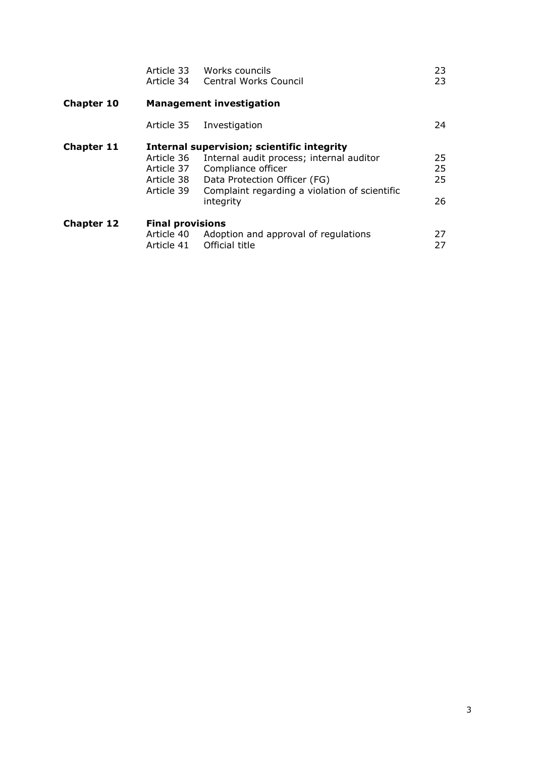| | | | |
|---|---|---|---|
| | Article 33 | Works councils | 23 |
| | Article 34 | Central Works Council | 23 |
| **Chapter 10** | **Management investigation** | | |
| | Article 35 | Investigation | 24 |
| **Chapter 11** | **Internal supervision; scientific integrity** | | |
| | Article 36 | Internal audit process; internal auditor | 25 |
| | Article 37 | Compliance officer | 25 |
| | Article 38 | Data Protection Officer (FG) | 25 |
| | Article 39 | Complaint regarding a violation of scientific integrity | 26 |
| **Chapter 12** | **Final provisions** | | |
| | Article 40 | Adoption and approval of regulations | 27 |
| | Article 41 | Official title | 27 |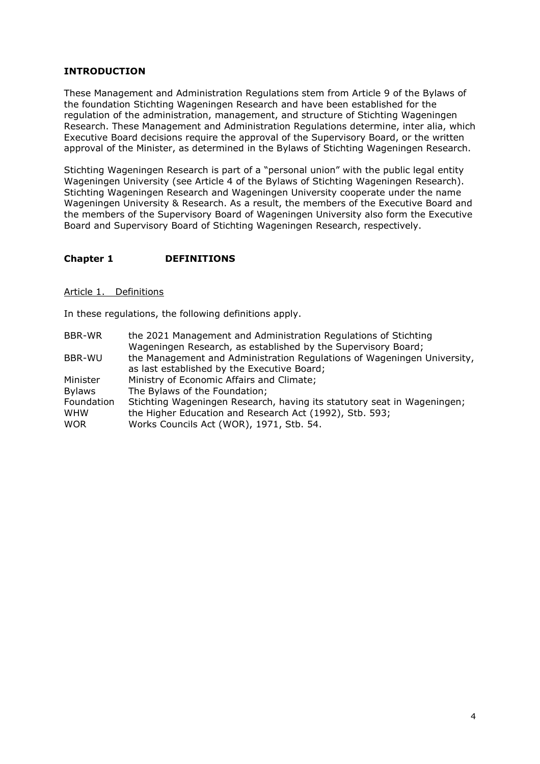## INTRODUCTION

These Management and Administration Regulations stem from Article 9 of the Bylaws of the foundation Stichting Wageningen Research and have been established for the regulation of the administration, management, and structure of Stichting Wageningen Research. These Management and Administration Regulations determine, inter alia, which Executive Board decisions require the approval of the Supervisory Board, or the written approval of the Minister, as determined in the Bylaws of Stichting Wageningen Research.

Stichting Wageningen Research is part of a "personal union" with the public legal entity Wageningen University (see Article 4 of the Bylaws of Stichting Wageningen Research). Stichting Wageningen Research and Wageningen University cooperate under the name Wageningen University & Research. As a result, the members of the Executive Board and the members of the Supervisory Board of Wageningen University also form the Executive Board and Supervisory Board of Stichting Wageningen Research, respectively.

## Chapter 1 DEFINITIONS

### Article 1. Definitions

In these regulations, the following definitions apply.

| | |
|---|---|
| BBR-WR | the 2021 Management and Administration Regulations of Stichting Wageningen Research, as established by the Supervisory Board; |
| BBR-WU | the Management and Administration Regulations of Wageningen University, as last established by the Executive Board; |
| Minister | Ministry of Economic Affairs and Climate; |
| Bylaws | The Bylaws of the Foundation; |
| Foundation | Stichting Wageningen Research, having its statutory seat in Wageningen; |
| WHW | the Higher Education and Research Act (1992), Stb. 593; |
| WOR | Works Councils Act (WOR), 1971, Stb. 54. |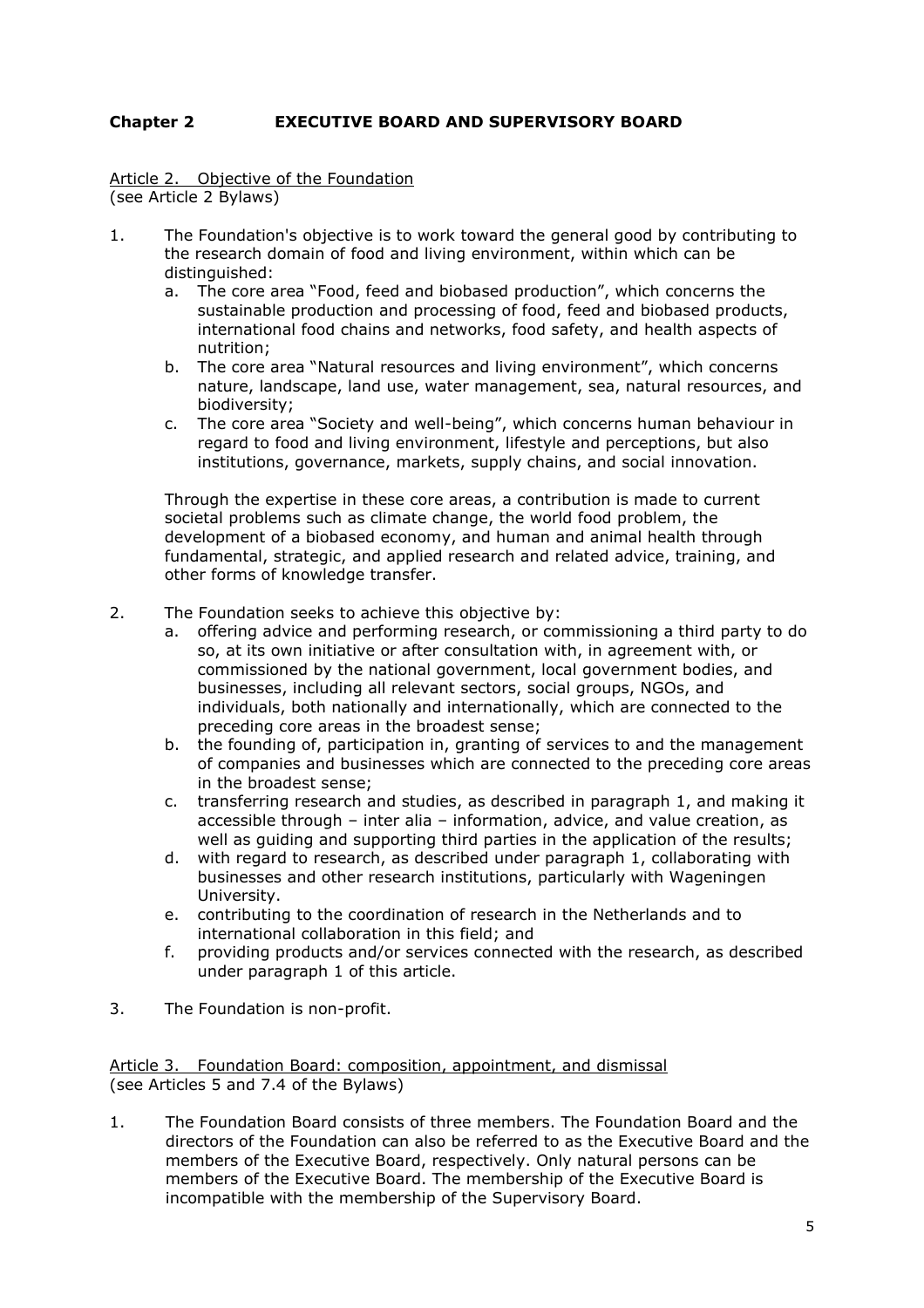## Chapter 2 EXECUTIVE BOARD AND SUPERVISORY BOARD

Article 2. Objective of the Foundation
(see Article 2 Bylaws)

1. The Foundation's objective is to work toward the general good by contributing to the research domain of food and living environment, within which can be distinguished:
   a. The core area "Food, feed and biobased production", which concerns the sustainable production and processing of food, feed and biobased products, international food chains and networks, food safety, and health aspects of nutrition;
   b. The core area "Natural resources and living environment", which concerns nature, landscape, land use, water management, sea, natural resources, and biodiversity;
   c. The core area "Society and well-being", which concerns human behaviour in regard to food and living environment, lifestyle and perceptions, but also institutions, governance, markets, supply chains, and social innovation.

   Through the expertise in these core areas, a contribution is made to current societal problems such as climate change, the world food problem, the development of a biobased economy, and human and animal health through fundamental, strategic, and applied research and related advice, training, and other forms of knowledge transfer.

2. The Foundation seeks to achieve this objective by:
   a. offering advice and performing research, or commissioning a third party to do so, at its own initiative or after consultation with, in agreement with, or commissioned by the national government, local government bodies, and businesses, including all relevant sectors, social groups, NGOs, and individuals, both nationally and internationally, which are connected to the preceding core areas in the broadest sense;
   b. the founding of, participation in, granting of services to and the management of companies and businesses which are connected to the preceding core areas in the broadest sense;
   c. transferring research and studies, as described in paragraph 1, and making it accessible through – inter alia – information, advice, and value creation, as well as guiding and supporting third parties in the application of the results;
   d. with regard to research, as described under paragraph 1, collaborating with businesses and other research institutions, particularly with Wageningen University.
   e. contributing to the coordination of research in the Netherlands and to international collaboration in this field; and
   f. providing products and/or services connected with the research, as described under paragraph 1 of this article.

3. The Foundation is non-profit.

Article 3. Foundation Board: composition, appointment, and dismissal
(see Articles 5 and 7.4 of the Bylaws)

1. The Foundation Board consists of three members. The Foundation Board and the directors of the Foundation can also be referred to as the Executive Board and the members of the Executive Board, respectively. Only natural persons can be members of the Executive Board. The membership of the Executive Board is incompatible with the membership of the Supervisory Board.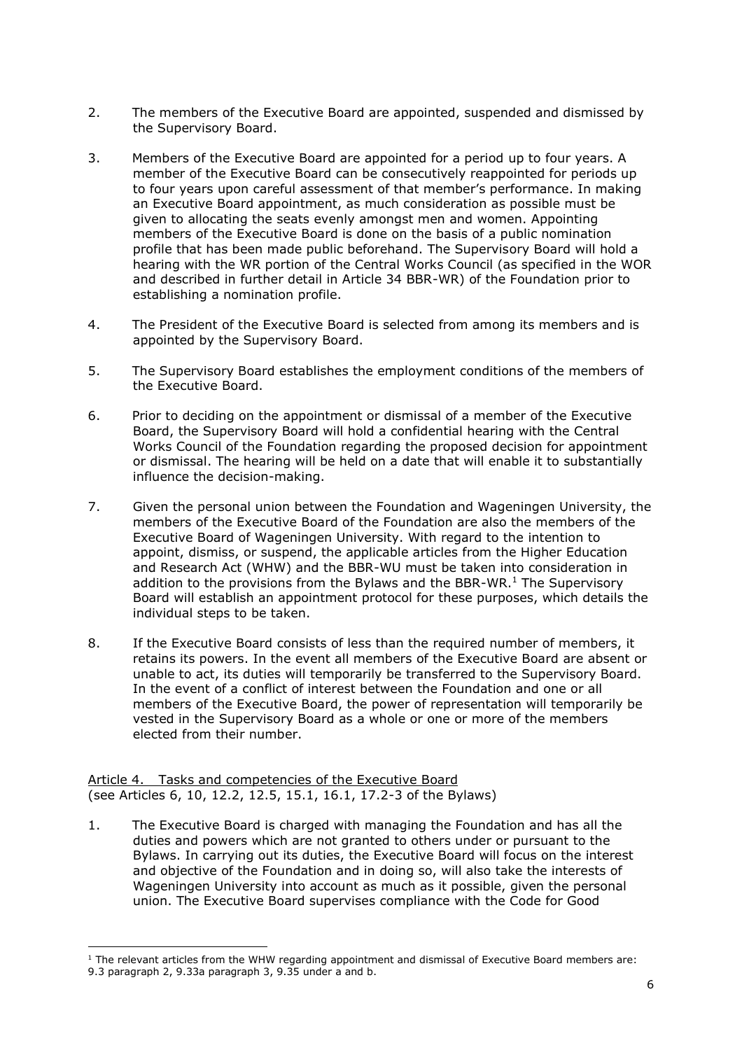2. The members of the Executive Board are appointed, suspended and dismissed by the Supervisory Board.

3. Members of the Executive Board are appointed for a period up to four years. A member of the Executive Board can be consecutively reappointed for periods up to four years upon careful assessment of that member's performance. In making an Executive Board appointment, as much consideration as possible must be given to allocating the seats evenly amongst men and women. Appointing members of the Executive Board is done on the basis of a public nomination profile that has been made public beforehand. The Supervisory Board will hold a hearing with the WR portion of the Central Works Council (as specified in the WOR and described in further detail in Article 34 BBR-WR) of the Foundation prior to establishing a nomination profile.

4. The President of the Executive Board is selected from among its members and is appointed by the Supervisory Board.

5. The Supervisory Board establishes the employment conditions of the members of the Executive Board.

6. Prior to deciding on the appointment or dismissal of a member of the Executive Board, the Supervisory Board will hold a confidential hearing with the Central Works Council of the Foundation regarding the proposed decision for appointment or dismissal. The hearing will be held on a date that will enable it to substantially influence the decision-making.

7. Given the personal union between the Foundation and Wageningen University, the members of the Executive Board of the Foundation are also the members of the Executive Board of Wageningen University. With regard to the intention to appoint, dismiss, or suspend, the applicable articles from the Higher Education and Research Act (WHW) and the BBR-WU must be taken into consideration in addition to the provisions from the Bylaws and the BBR-WR.[1] The Supervisory Board will establish an appointment protocol for these purposes, which details the individual steps to be taken.

8. If the Executive Board consists of less than the required number of members, it retains its powers. In the event all members of the Executive Board are absent or unable to act, its duties will temporarily be transferred to the Supervisory Board. In the event of a conflict of interest between the Foundation and one or all members of the Executive Board, the power of representation will temporarily be vested in the Supervisory Board as a whole or one or more of the members elected from their number.

Article 4. Tasks and competencies of the Executive Board
(see Articles 6, 10, 12.2, 12.5, 15.1, 16.1, 17.2-3 of the Bylaws)

1. The Executive Board is charged with managing the Foundation and has all the duties and powers which are not granted to others under or pursuant to the Bylaws. In carrying out its duties, the Executive Board will focus on the interest and objective of the Foundation and in doing so, will also take the interests of Wageningen University into account as much as it possible, given the personal union. The Executive Board supervises compliance with the Code for Good

[1] The relevant articles from the WHW regarding appointment and dismissal of Executive Board members are: 9.3 paragraph 2, 9.33a paragraph 3, 9.35 under a and b.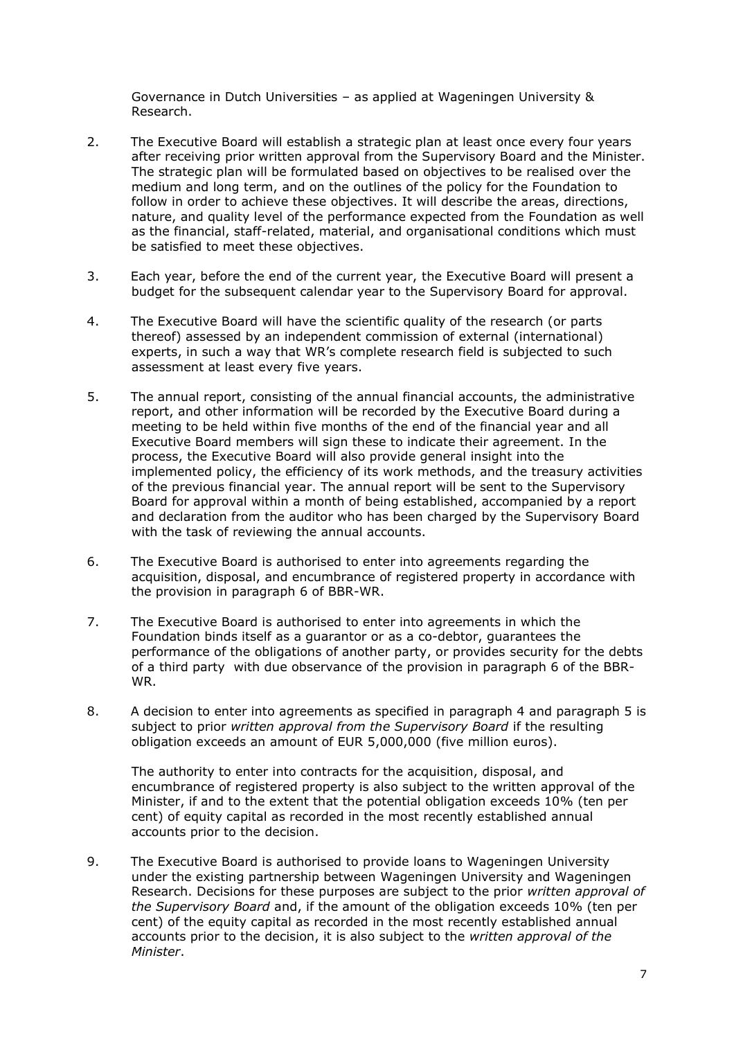Governance in Dutch Universities – as applied at Wageningen University & Research.

2. The Executive Board will establish a strategic plan at least once every four years after receiving prior written approval from the Supervisory Board and the Minister. The strategic plan will be formulated based on objectives to be realised over the medium and long term, and on the outlines of the policy for the Foundation to follow in order to achieve these objectives. It will describe the areas, directions, nature, and quality level of the performance expected from the Foundation as well as the financial, staff-related, material, and organisational conditions which must be satisfied to meet these objectives.

3. Each year, before the end of the current year, the Executive Board will present a budget for the subsequent calendar year to the Supervisory Board for approval.

4. The Executive Board will have the scientific quality of the research (or parts thereof) assessed by an independent commission of external (international) experts, in such a way that WR's complete research field is subjected to such assessment at least every five years.

5. The annual report, consisting of the annual financial accounts, the administrative report, and other information will be recorded by the Executive Board during a meeting to be held within five months of the end of the financial year and all Executive Board members will sign these to indicate their agreement. In the process, the Executive Board will also provide general insight into the implemented policy, the efficiency of its work methods, and the treasury activities of the previous financial year. The annual report will be sent to the Supervisory Board for approval within a month of being established, accompanied by a report and declaration from the auditor who has been charged by the Supervisory Board with the task of reviewing the annual accounts.

6. The Executive Board is authorised to enter into agreements regarding the acquisition, disposal, and encumbrance of registered property in accordance with the provision in paragraph 6 of BBR-WR.

7. The Executive Board is authorised to enter into agreements in which the Foundation binds itself as a guarantor or as a co-debtor, guarantees the performance of the obligations of another party, or provides security for the debts of a third party with due observance of the provision in paragraph 6 of the BBR-WR.

8. A decision to enter into agreements as specified in paragraph 4 and paragraph 5 is subject to prior *written approval from the Supervisory Board* if the resulting obligation exceeds an amount of EUR 5,000,000 (five million euros).

   The authority to enter into contracts for the acquisition, disposal, and encumbrance of registered property is also subject to the written approval of the Minister, if and to the extent that the potential obligation exceeds 10% (ten per cent) of equity capital as recorded in the most recently established annual accounts prior to the decision.

9. The Executive Board is authorised to provide loans to Wageningen University under the existing partnership between Wageningen University and Wageningen Research. Decisions for these purposes are subject to the prior *written approval of the Supervisory Board* and, if the amount of the obligation exceeds 10% (ten per cent) of the equity capital as recorded in the most recently established annual accounts prior to the decision, it is also subject to the *written approval of the Minister*.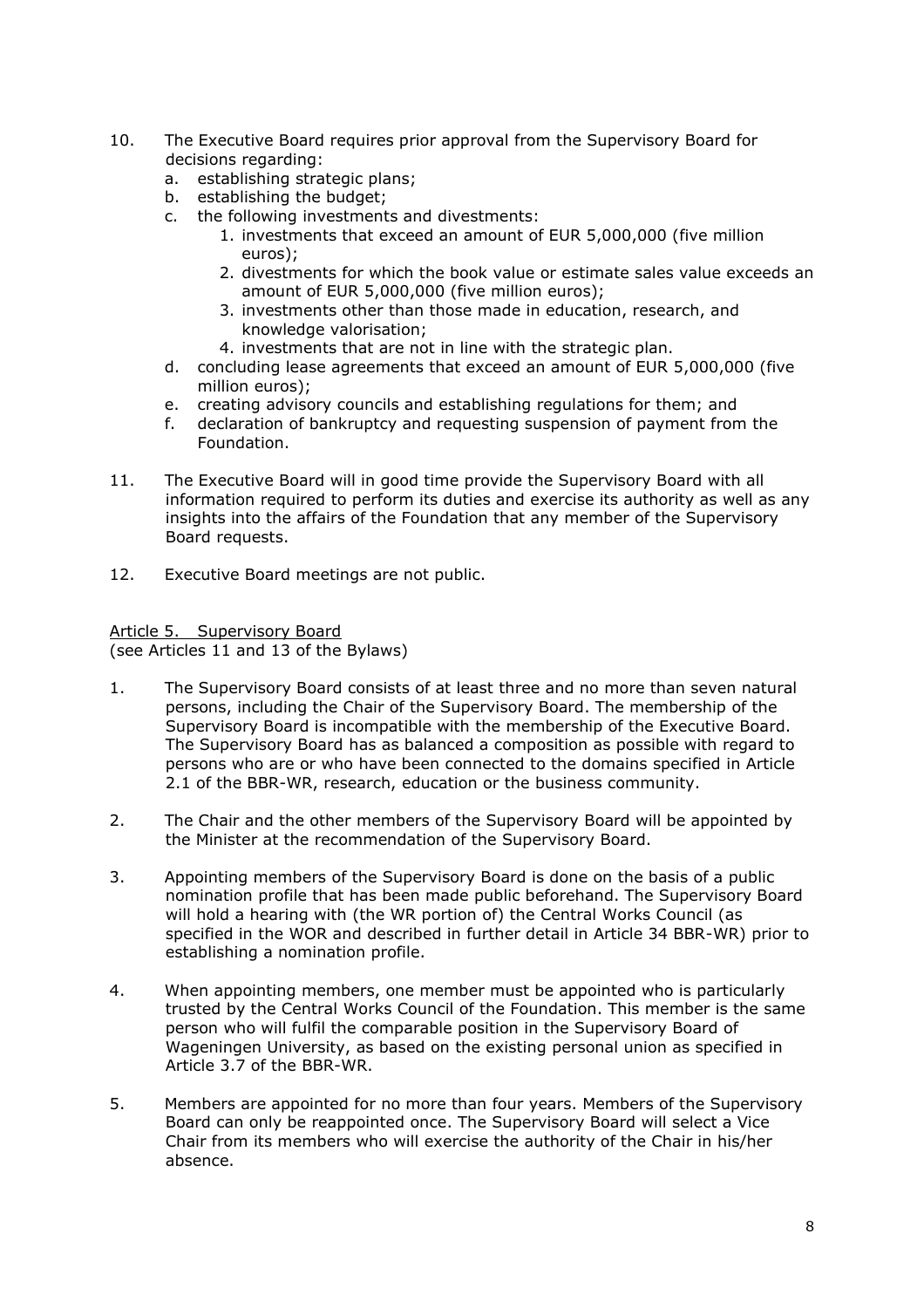10. The Executive Board requires prior approval from the Supervisory Board for decisions regarding:
    a. establishing strategic plans;
    b. establishing the budget;
    c. the following investments and divestments:
        1. investments that exceed an amount of EUR 5,000,000 (five million euros);
        2. divestments for which the book value or estimate sales value exceeds an amount of EUR 5,000,000 (five million euros);
        3. investments other than those made in education, research, and knowledge valorisation;
        4. investments that are not in line with the strategic plan.
    d. concluding lease agreements that exceed an amount of EUR 5,000,000 (five million euros);
    e. creating advisory councils and establishing regulations for them; and
    f. declaration of bankruptcy and requesting suspension of payment from the Foundation.

11. The Executive Board will in good time provide the Supervisory Board with all information required to perform its duties and exercise its authority as well as any insights into the affairs of the Foundation that any member of the Supervisory Board requests.

12. Executive Board meetings are not public.

## Article 5. Supervisory Board

(see Articles 11 and 13 of the Bylaws)

1. The Supervisory Board consists of at least three and no more than seven natural persons, including the Chair of the Supervisory Board. The membership of the Supervisory Board is incompatible with the membership of the Executive Board. The Supervisory Board has as balanced a composition as possible with regard to persons who are or who have been connected to the domains specified in Article 2.1 of the BBR-WR, research, education or the business community.

2. The Chair and the other members of the Supervisory Board will be appointed by the Minister at the recommendation of the Supervisory Board.

3. Appointing members of the Supervisory Board is done on the basis of a public nomination profile that has been made public beforehand. The Supervisory Board will hold a hearing with (the WR portion of) the Central Works Council (as specified in the WOR and described in further detail in Article 34 BBR-WR) prior to establishing a nomination profile.

4. When appointing members, one member must be appointed who is particularly trusted by the Central Works Council of the Foundation. This member is the same person who will fulfil the comparable position in the Supervisory Board of Wageningen University, as based on the existing personal union as specified in Article 3.7 of the BBR-WR.

5. Members are appointed for no more than four years. Members of the Supervisory Board can only be reappointed once. The Supervisory Board will select a Vice Chair from its members who will exercise the authority of the Chair in his/her absence.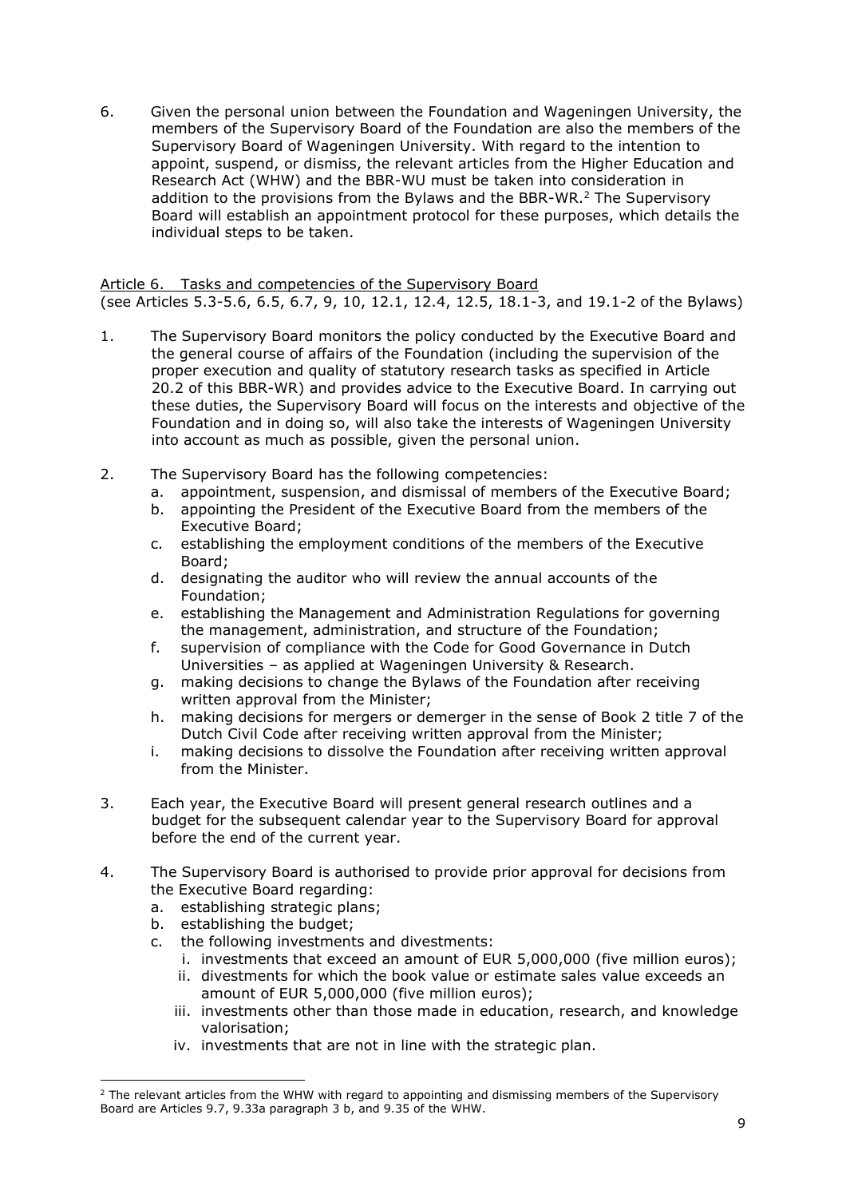6. Given the personal union between the Foundation and Wageningen University, the members of the Supervisory Board of the Foundation are also the members of the Supervisory Board of Wageningen University. With regard to the intention to appoint, suspend, or dismiss, the relevant articles from the Higher Education and Research Act (WHW) and the BBR-WU must be taken into consideration in addition to the provisions from the Bylaws and the BBR-WR.[2] The Supervisory Board will establish an appointment protocol for these purposes, which details the individual steps to be taken.

## Article 6. Tasks and competencies of the Supervisory Board

(see Articles 5.3-5.6, 6.5, 6.7, 9, 10, 12.1, 12.4, 12.5, 18.1-3, and 19.1-2 of the Bylaws)

1. The Supervisory Board monitors the policy conducted by the Executive Board and the general course of affairs of the Foundation (including the supervision of the proper execution and quality of statutory research tasks as specified in Article 20.2 of this BBR-WR) and provides advice to the Executive Board. In carrying out these duties, the Supervisory Board will focus on the interests and objective of the Foundation and in doing so, will also take the interests of Wageningen University into account as much as possible, given the personal union.

2. The Supervisory Board has the following competencies:
   a. appointment, suspension, and dismissal of members of the Executive Board;
   b. appointing the President of the Executive Board from the members of the Executive Board;
   c. establishing the employment conditions of the members of the Executive Board;
   d. designating the auditor who will review the annual accounts of the Foundation;
   e. establishing the Management and Administration Regulations for governing the management, administration, and structure of the Foundation;
   f. supervision of compliance with the Code for Good Governance in Dutch Universities – as applied at Wageningen University & Research.
   g. making decisions to change the Bylaws of the Foundation after receiving written approval from the Minister;
   h. making decisions for mergers or demerger in the sense of Book 2 title 7 of the Dutch Civil Code after receiving written approval from the Minister;
   i. making decisions to dissolve the Foundation after receiving written approval from the Minister.

3. Each year, the Executive Board will present general research outlines and a budget for the subsequent calendar year to the Supervisory Board for approval before the end of the current year.

4. The Supervisory Board is authorised to provide prior approval for decisions from the Executive Board regarding:
   a. establishing strategic plans;
   b. establishing the budget;
   c. the following investments and divestments:
      i. investments that exceed an amount of EUR 5,000,000 (five million euros);
      ii. divestments for which the book value or estimate sales value exceeds an amount of EUR 5,000,000 (five million euros);
      iii. investments other than those made in education, research, and knowledge valorisation;
      iv. investments that are not in line with the strategic plan.

---

[2] The relevant articles from the WHW with regard to appointing and dismissing members of the Supervisory Board are Articles 9.7, 9.33a paragraph 3 b, and 9.35 of the WHW.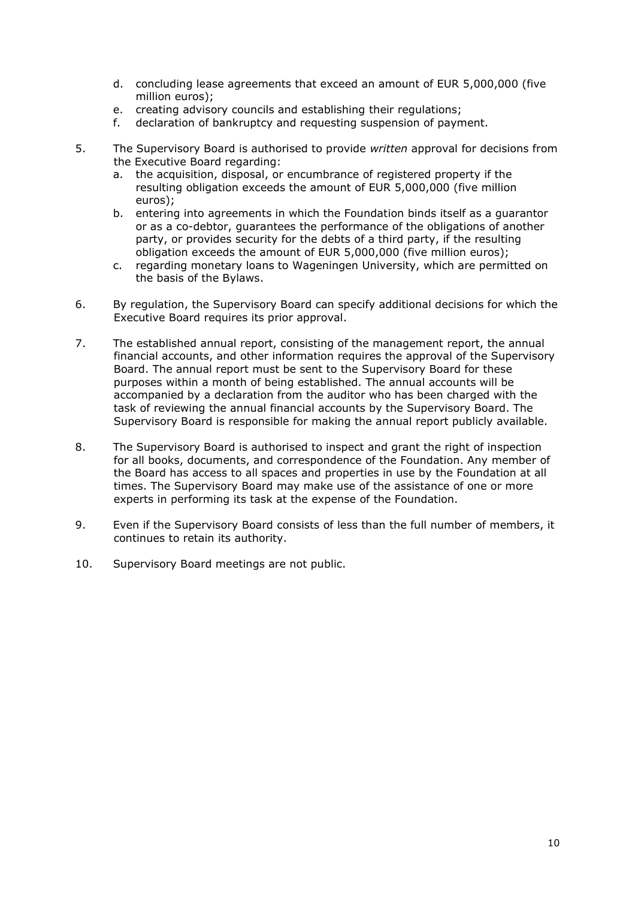d. concluding lease agreements that exceed an amount of EUR 5,000,000 (five million euros);
   e. creating advisory councils and establishing their regulations;
   f. declaration of bankruptcy and requesting suspension of payment.

5. The Supervisory Board is authorised to provide *written* approval for decisions from the Executive Board regarding:
   a. the acquisition, disposal, or encumbrance of registered property if the resulting obligation exceeds the amount of EUR 5,000,000 (five million euros);
   b. entering into agreements in which the Foundation binds itself as a guarantor or as a co-debtor, guarantees the performance of the obligations of another party, or provides security for the debts of a third party, if the resulting obligation exceeds the amount of EUR 5,000,000 (five million euros);
   c. regarding monetary loans to Wageningen University, which are permitted on the basis of the Bylaws.

6. By regulation, the Supervisory Board can specify additional decisions for which the Executive Board requires its prior approval.

7. The established annual report, consisting of the management report, the annual financial accounts, and other information requires the approval of the Supervisory Board. The annual report must be sent to the Supervisory Board for these purposes within a month of being established. The annual accounts will be accompanied by a declaration from the auditor who has been charged with the task of reviewing the annual financial accounts by the Supervisory Board. The Supervisory Board is responsible for making the annual report publicly available.

8. The Supervisory Board is authorised to inspect and grant the right of inspection for all books, documents, and correspondence of the Foundation. Any member of the Board has access to all spaces and properties in use by the Foundation at all times. The Supervisory Board may make use of the assistance of one or more experts in performing its task at the expense of the Foundation.

9. Even if the Supervisory Board consists of less than the full number of members, it continues to retain its authority.

10. Supervisory Board meetings are not public.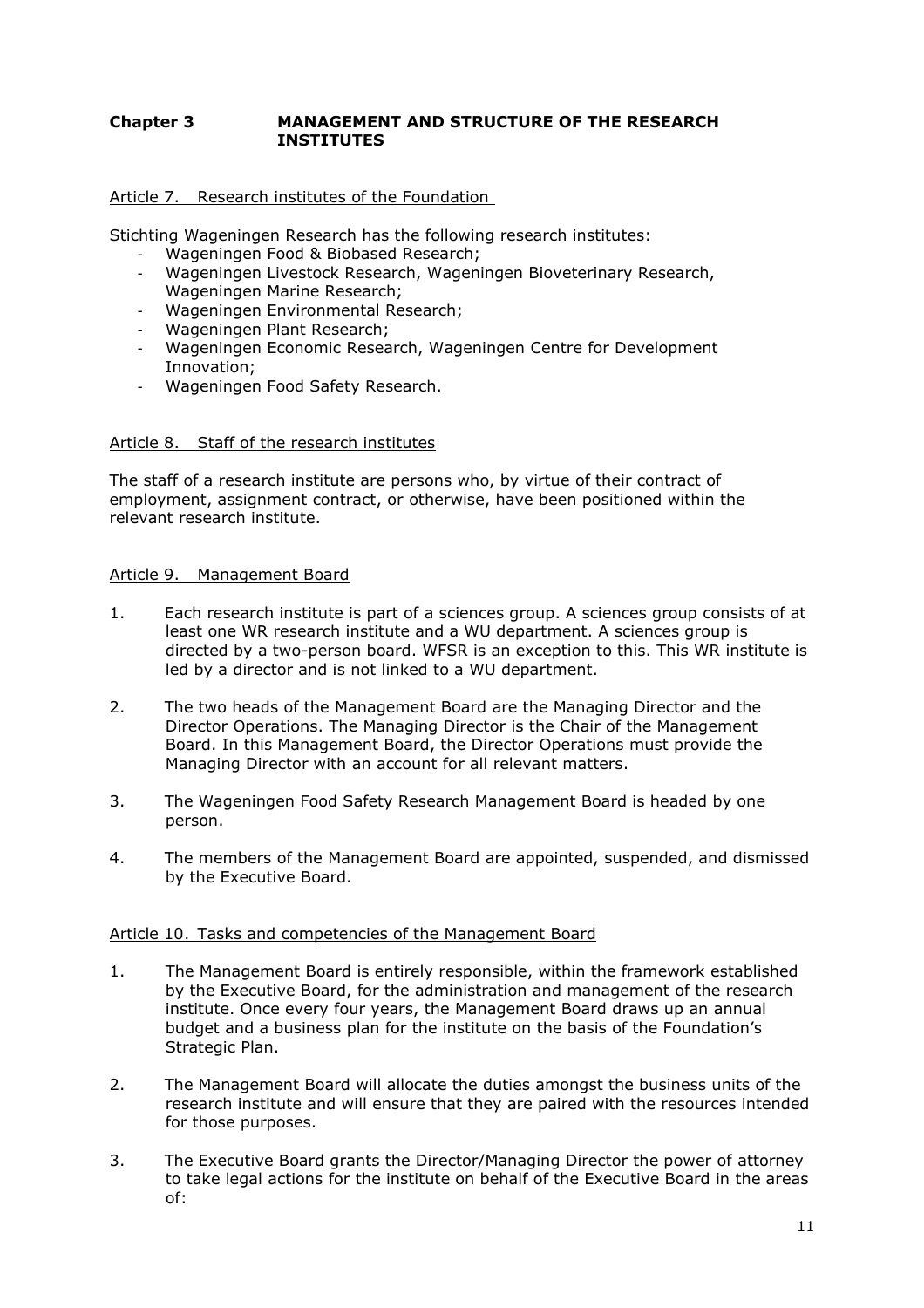## Chapter 3 MANAGEMENT AND STRUCTURE OF THE RESEARCH INSTITUTES

### Article 7. Research institutes of the Foundation

Stichting Wageningen Research has the following research institutes:

- Wageningen Food & Biobased Research;
- Wageningen Livestock Research, Wageningen Bioveterinary Research, Wageningen Marine Research;
- Wageningen Environmental Research;
- Wageningen Plant Research;
- Wageningen Economic Research, Wageningen Centre for Development Innovation;
- Wageningen Food Safety Research.

### Article 8. Staff of the research institutes

The staff of a research institute are persons who, by virtue of their contract of employment, assignment contract, or otherwise, have been positioned within the relevant research institute.

### Article 9. Management Board

1. Each research institute is part of a sciences group. A sciences group consists of at least one WR research institute and a WU department. A sciences group is directed by a two-person board. WFSR is an exception to this. This WR institute is led by a director and is not linked to a WU department.

2. The two heads of the Management Board are the Managing Director and the Director Operations. The Managing Director is the Chair of the Management Board. In this Management Board, the Director Operations must provide the Managing Director with an account for all relevant matters.

3. The Wageningen Food Safety Research Management Board is headed by one person.

4. The members of the Management Board are appointed, suspended, and dismissed by the Executive Board.

### Article 10. Tasks and competencies of the Management Board

1. The Management Board is entirely responsible, within the framework established by the Executive Board, for the administration and management of the research institute. Once every four years, the Management Board draws up an annual budget and a business plan for the institute on the basis of the Foundation's Strategic Plan.

2. The Management Board will allocate the duties amongst the business units of the research institute and will ensure that they are paired with the resources intended for those purposes.

3. The Executive Board grants the Director/Managing Director the power of attorney to take legal actions for the institute on behalf of the Executive Board in the areas of: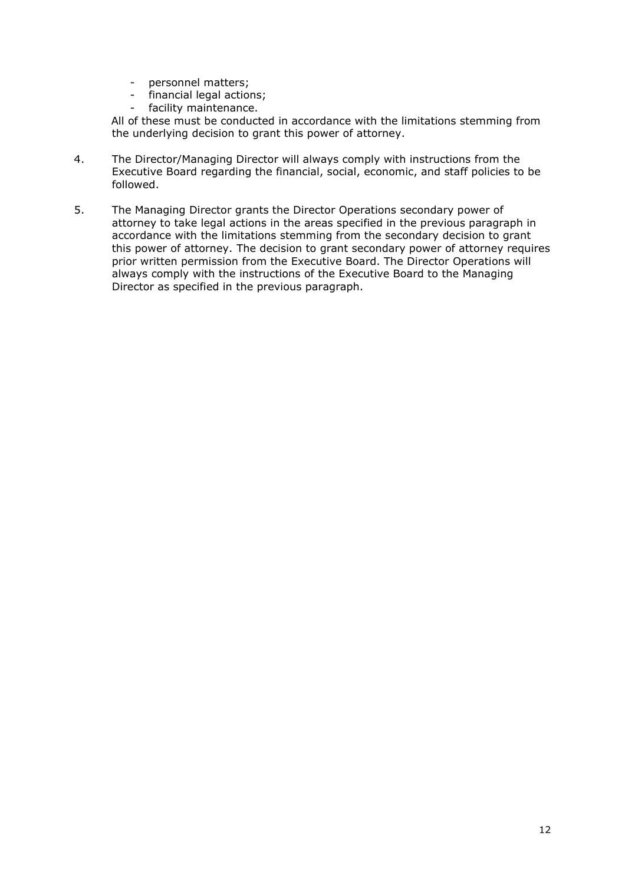- personnel matters;
- financial legal actions;
- facility maintenance.

All of these must be conducted in accordance with the limitations stemming from the underlying decision to grant this power of attorney.

4. The Director/Managing Director will always comply with instructions from the Executive Board regarding the financial, social, economic, and staff policies to be followed.

5. The Managing Director grants the Director Operations secondary power of attorney to take legal actions in the areas specified in the previous paragraph in accordance with the limitations stemming from the secondary decision to grant this power of attorney. The decision to grant secondary power of attorney requires prior written permission from the Executive Board. The Director Operations will always comply with the instructions of the Executive Board to the Managing Director as specified in the previous paragraph.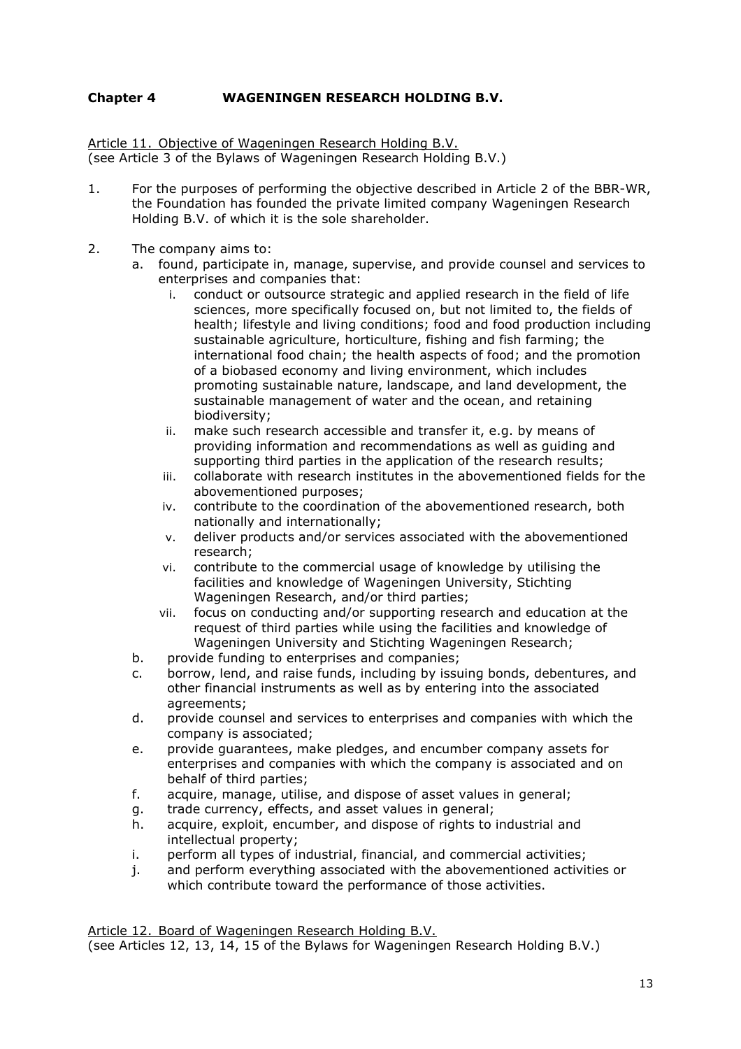## Chapter 4 WAGENINGEN RESEARCH HOLDING B.V.

Article 11. Objective of Wageningen Research Holding B.V.
(see Article 3 of the Bylaws of Wageningen Research Holding B.V.)

1. For the purposes of performing the objective described in Article 2 of the BBR-WR, the Foundation has founded the private limited company Wageningen Research Holding B.V. of which it is the sole shareholder.

2. The company aims to:
   a. found, participate in, manage, supervise, and provide counsel and services to enterprises and companies that:
      i. conduct or outsource strategic and applied research in the field of life sciences, more specifically focused on, but not limited to, the fields of health; lifestyle and living conditions; food and food production including sustainable agriculture, horticulture, fishing and fish farming; the international food chain; the health aspects of food; and the promotion of a biobased economy and living environment, which includes promoting sustainable nature, landscape, and land development, the sustainable management of water and the ocean, and retaining biodiversity;
      ii. make such research accessible and transfer it, e.g. by means of providing information and recommendations as well as guiding and supporting third parties in the application of the research results;
      iii. collaborate with research institutes in the abovementioned fields for the abovementioned purposes;
      iv. contribute to the coordination of the abovementioned research, both nationally and internationally;
      v. deliver products and/or services associated with the abovementioned research;
      vi. contribute to the commercial usage of knowledge by utilising the facilities and knowledge of Wageningen University, Stichting Wageningen Research, and/or third parties;
      vii. focus on conducting and/or supporting research and education at the request of third parties while using the facilities and knowledge of Wageningen University and Stichting Wageningen Research;
   b. provide funding to enterprises and companies;
   c. borrow, lend, and raise funds, including by issuing bonds, debentures, and other financial instruments as well as by entering into the associated agreements;
   d. provide counsel and services to enterprises and companies with which the company is associated;
   e. provide guarantees, make pledges, and encumber company assets for enterprises and companies with which the company is associated and on behalf of third parties;
   f. acquire, manage, utilise, and dispose of asset values in general;
   g. trade currency, effects, and asset values in general;
   h. acquire, exploit, encumber, and dispose of rights to industrial and intellectual property;
   i. perform all types of industrial, financial, and commercial activities;
   j. and perform everything associated with the abovementioned activities or which contribute toward the performance of those activities.

Article 12. Board of Wageningen Research Holding B.V.
(see Articles 12, 13, 14, 15 of the Bylaws for Wageningen Research Holding B.V.)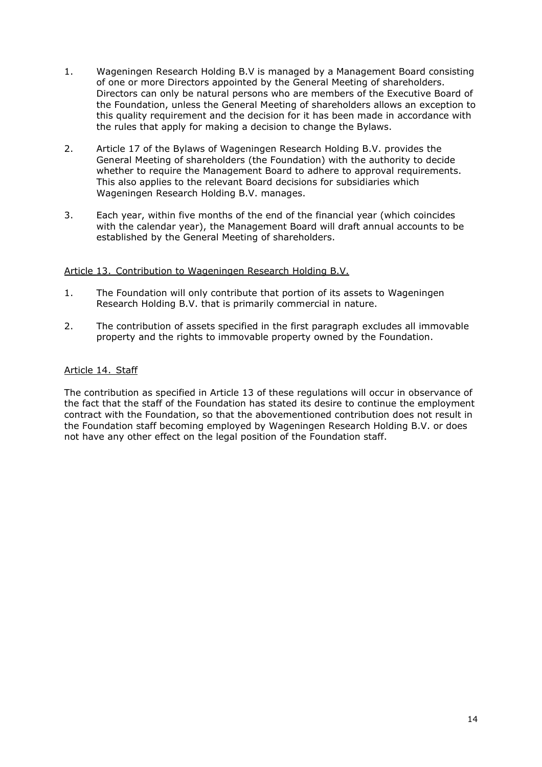1. Wageningen Research Holding B.V is managed by a Management Board consisting of one or more Directors appointed by the General Meeting of shareholders. Directors can only be natural persons who are members of the Executive Board of the Foundation, unless the General Meeting of shareholders allows an exception to this quality requirement and the decision for it has been made in accordance with the rules that apply for making a decision to change the Bylaws.

2. Article 17 of the Bylaws of Wageningen Research Holding B.V. provides the General Meeting of shareholders (the Foundation) with the authority to decide whether to require the Management Board to adhere to approval requirements. This also applies to the relevant Board decisions for subsidiaries which Wageningen Research Holding B.V. manages.

3. Each year, within five months of the end of the financial year (which coincides with the calendar year), the Management Board will draft annual accounts to be established by the General Meeting of shareholders.

## Article 13. Contribution to Wageningen Research Holding B.V.

1. The Foundation will only contribute that portion of its assets to Wageningen Research Holding B.V. that is primarily commercial in nature.

2. The contribution of assets specified in the first paragraph excludes all immovable property and the rights to immovable property owned by the Foundation.

## Article 14. Staff

The contribution as specified in Article 13 of these regulations will occur in observance of the fact that the staff of the Foundation has stated its desire to continue the employment contract with the Foundation, so that the abovementioned contribution does not result in the Foundation staff becoming employed by Wageningen Research Holding B.V. or does not have any other effect on the legal position of the Foundation staff.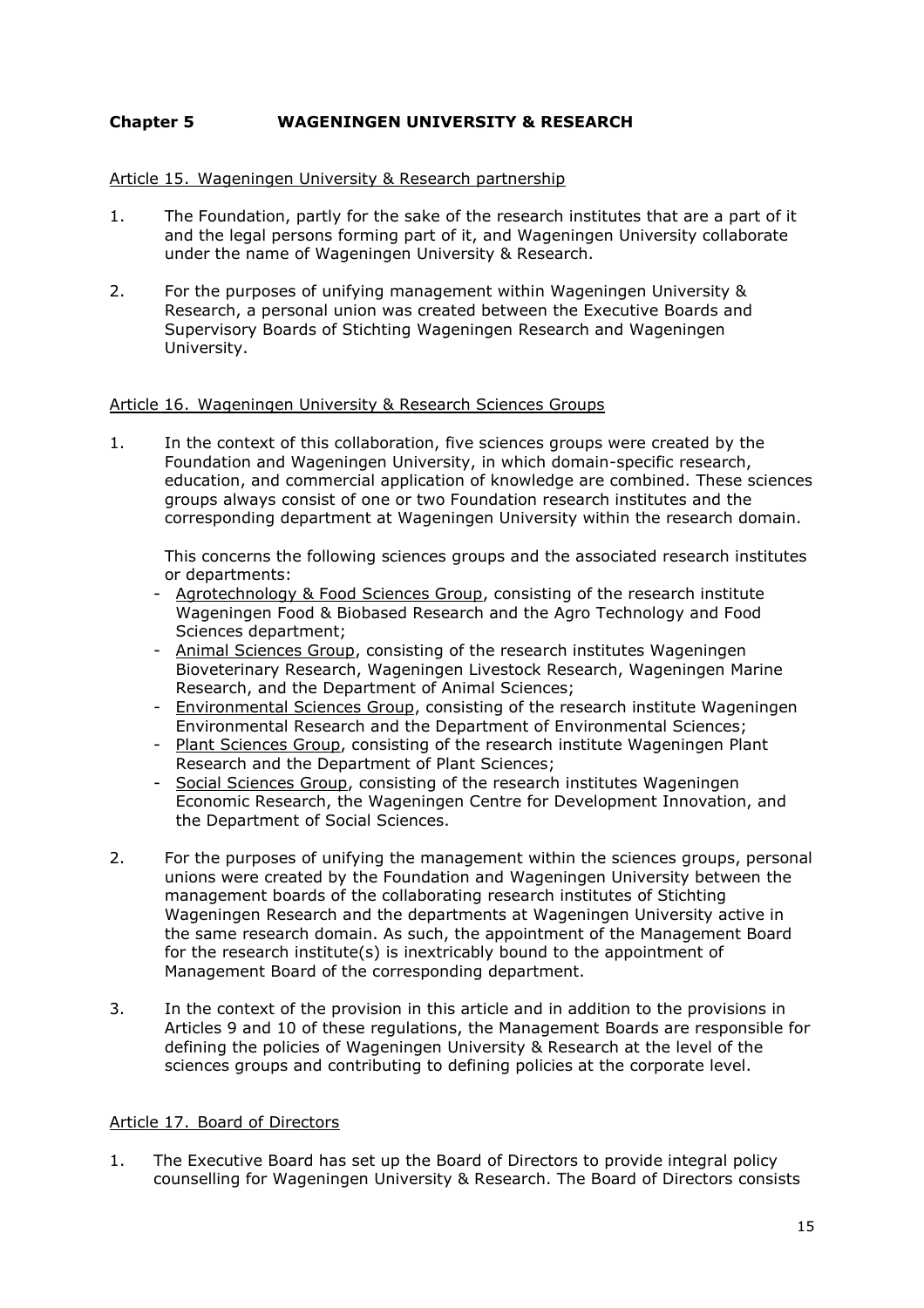## Chapter 5 WAGENINGEN UNIVERSITY & RESEARCH

### Article 15. Wageningen University & Research partnership

1. The Foundation, partly for the sake of the research institutes that are a part of it and the legal persons forming part of it, and Wageningen University collaborate under the name of Wageningen University & Research.

2. For the purposes of unifying management within Wageningen University & Research, a personal union was created between the Executive Boards and Supervisory Boards of Stichting Wageningen Research and Wageningen University.

### Article 16. Wageningen University & Research Sciences Groups

1. In the context of this collaboration, five sciences groups were created by the Foundation and Wageningen University, in which domain-specific research, education, and commercial application of knowledge are combined. These sciences groups always consist of one or two Foundation research institutes and the corresponding department at Wageningen University within the research domain.

   This concerns the following sciences groups and the associated research institutes or departments:
   - Agrotechnology & Food Sciences Group, consisting of the research institute Wageningen Food & Biobased Research and the Agro Technology and Food Sciences department;
   - Animal Sciences Group, consisting of the research institutes Wageningen Bioveterinary Research, Wageningen Livestock Research, Wageningen Marine Research, and the Department of Animal Sciences;
   - Environmental Sciences Group, consisting of the research institute Wageningen Environmental Research and the Department of Environmental Sciences;
   - Plant Sciences Group, consisting of the research institute Wageningen Plant Research and the Department of Plant Sciences;
   - Social Sciences Group, consisting of the research institutes Wageningen Economic Research, the Wageningen Centre for Development Innovation, and the Department of Social Sciences.

2. For the purposes of unifying the management within the sciences groups, personal unions were created by the Foundation and Wageningen University between the management boards of the collaborating research institutes of Stichting Wageningen Research and the departments at Wageningen University active in the same research domain. As such, the appointment of the Management Board for the research institute(s) is inextricably bound to the appointment of Management Board of the corresponding department.

3. In the context of the provision in this article and in addition to the provisions in Articles 9 and 10 of these regulations, the Management Boards are responsible for defining the policies of Wageningen University & Research at the level of the sciences groups and contributing to defining policies at the corporate level.

### Article 17. Board of Directors

1. The Executive Board has set up the Board of Directors to provide integral policy counselling for Wageningen University & Research. The Board of Directors consists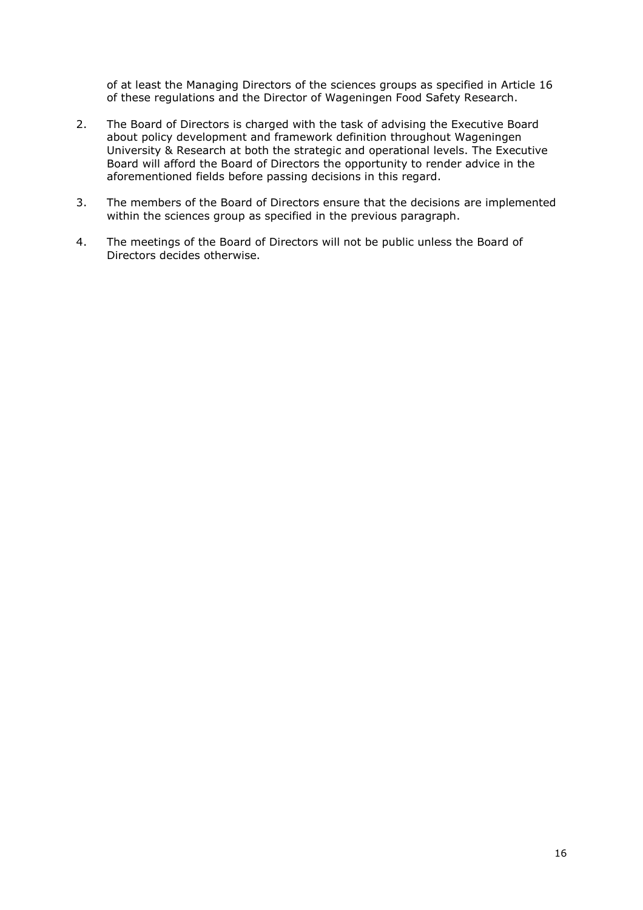of at least the Managing Directors of the sciences groups as specified in Article 16 of these regulations and the Director of Wageningen Food Safety Research.

2. The Board of Directors is charged with the task of advising the Executive Board about policy development and framework definition throughout Wageningen University & Research at both the strategic and operational levels. The Executive Board will afford the Board of Directors the opportunity to render advice in the aforementioned fields before passing decisions in this regard.

3. The members of the Board of Directors ensure that the decisions are implemented within the sciences group as specified in the previous paragraph.

4. The meetings of the Board of Directors will not be public unless the Board of Directors decides otherwise.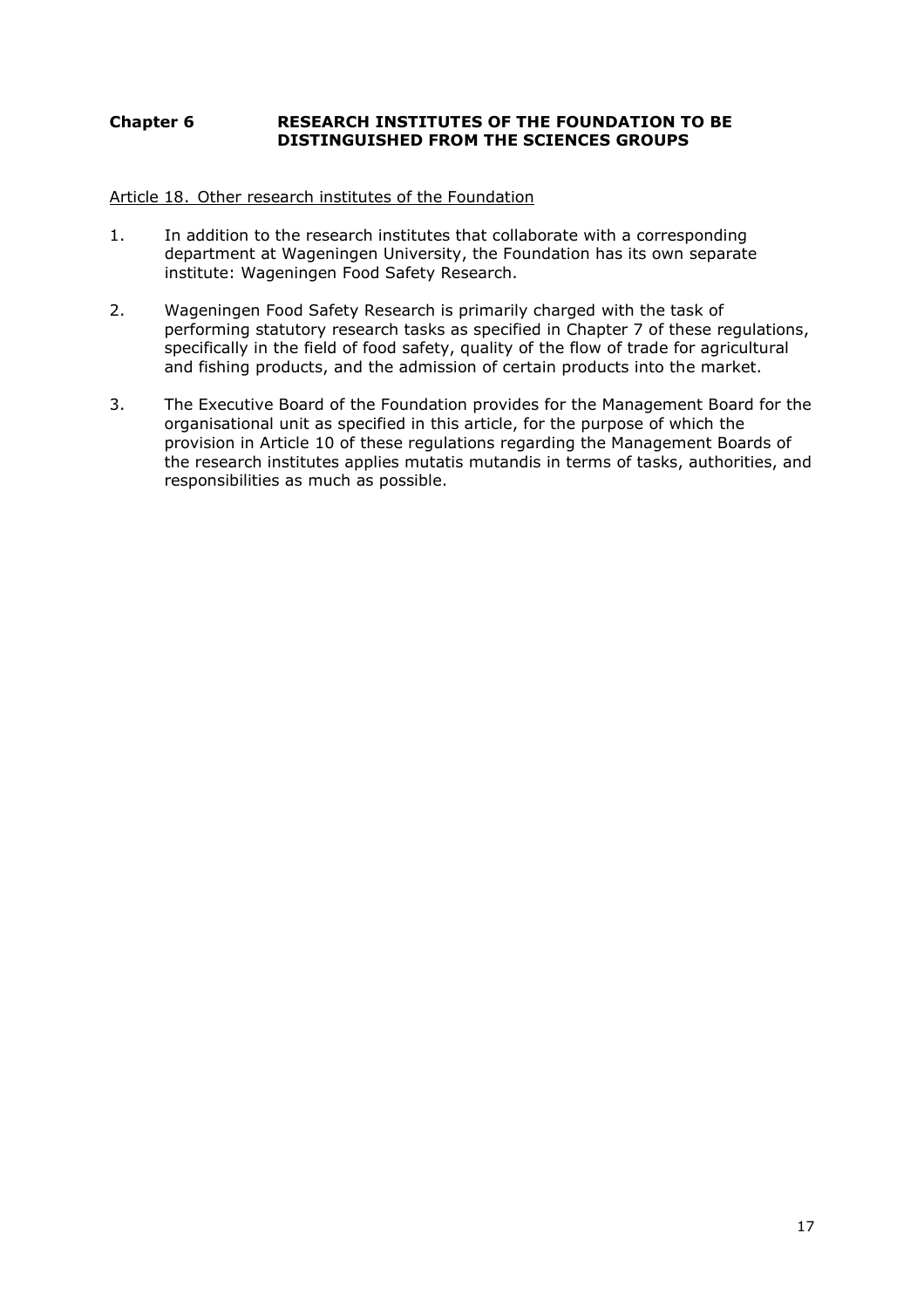## Chapter 6 RESEARCH INSTITUTES OF THE FOUNDATION TO BE DISTINGUISHED FROM THE SCIENCES GROUPS

Article 18. Other research institutes of the Foundation

1. In addition to the research institutes that collaborate with a corresponding department at Wageningen University, the Foundation has its own separate institute: Wageningen Food Safety Research.

2. Wageningen Food Safety Research is primarily charged with the task of performing statutory research tasks as specified in Chapter 7 of these regulations, specifically in the field of food safety, quality of the flow of trade for agricultural and fishing products, and the admission of certain products into the market.

3. The Executive Board of the Foundation provides for the Management Board for the organisational unit as specified in this article, for the purpose of which the provision in Article 10 of these regulations regarding the Management Boards of the research institutes applies mutatis mutandis in terms of tasks, authorities, and responsibilities as much as possible.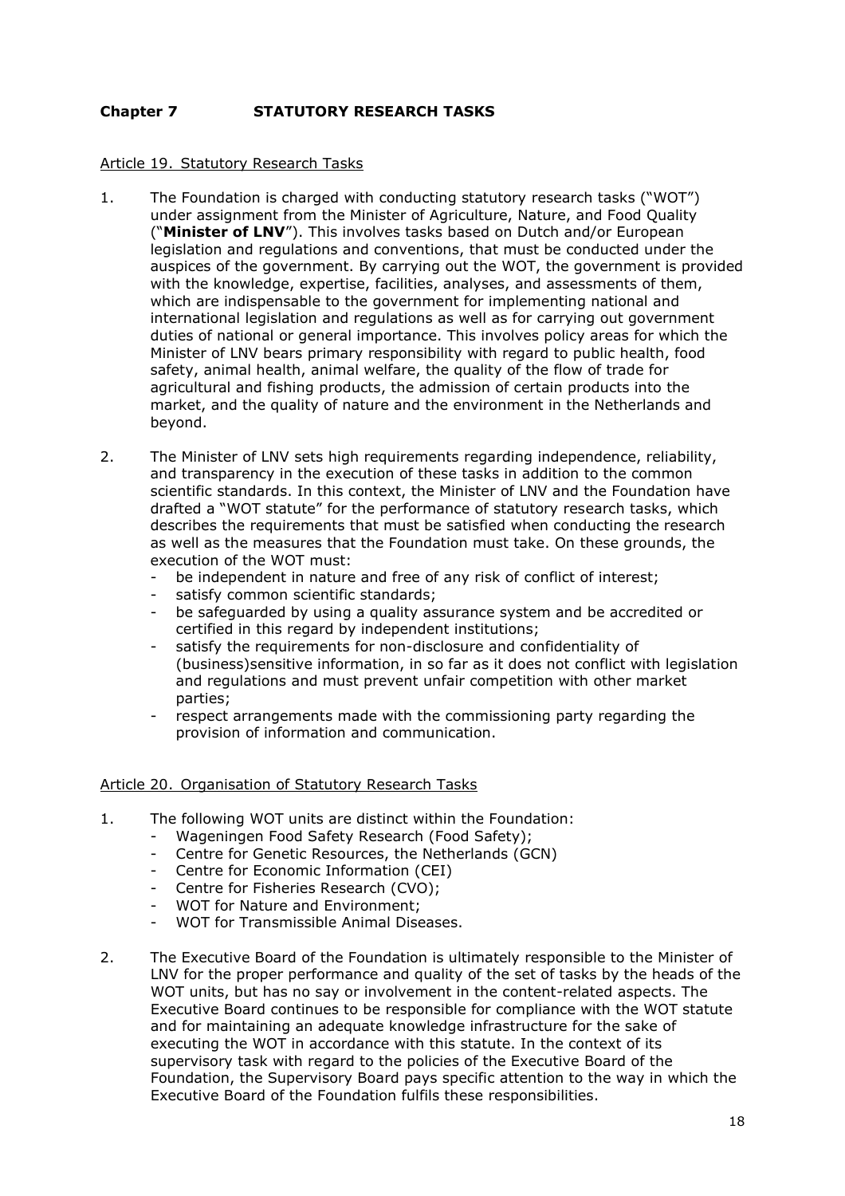# Chapter 7 STATUTORY RESEARCH TASKS

## Article 19. Statutory Research Tasks

1. The Foundation is charged with conducting statutory research tasks ("WOT") under assignment from the Minister of Agriculture, Nature, and Food Quality ("**Minister of LNV**"). This involves tasks based on Dutch and/or European legislation and regulations and conventions, that must be conducted under the auspices of the government. By carrying out the WOT, the government is provided with the knowledge, expertise, facilities, analyses, and assessments of them, which are indispensable to the government for implementing national and international legislation and regulations as well as for carrying out government duties of national or general importance. This involves policy areas for which the Minister of LNV bears primary responsibility with regard to public health, food safety, animal health, animal welfare, the quality of the flow of trade for agricultural and fishing products, the admission of certain products into the market, and the quality of nature and the environment in the Netherlands and beyond.

2. The Minister of LNV sets high requirements regarding independence, reliability, and transparency in the execution of these tasks in addition to the common scientific standards. In this context, the Minister of LNV and the Foundation have drafted a "WOT statute" for the performance of statutory research tasks, which describes the requirements that must be satisfied when conducting the research as well as the measures that the Foundation must take. On these grounds, the execution of the WOT must:
   - be independent in nature and free of any risk of conflict of interest;
   - satisfy common scientific standards;
   - be safeguarded by using a quality assurance system and be accredited or certified in this regard by independent institutions;
   - satisfy the requirements for non-disclosure and confidentiality of (business)sensitive information, in so far as it does not conflict with legislation and regulations and must prevent unfair competition with other market parties;
   - respect arrangements made with the commissioning party regarding the provision of information and communication.

## Article 20. Organisation of Statutory Research Tasks

1. The following WOT units are distinct within the Foundation:
   - Wageningen Food Safety Research (Food Safety);
   - Centre for Genetic Resources, the Netherlands (GCN)
   - Centre for Economic Information (CEI)
   - Centre for Fisheries Research (CVO);
   - WOT for Nature and Environment;
   - WOT for Transmissible Animal Diseases.

2. The Executive Board of the Foundation is ultimately responsible to the Minister of LNV for the proper performance and quality of the set of tasks by the heads of the WOT units, but has no say or involvement in the content-related aspects. The Executive Board continues to be responsible for compliance with the WOT statute and for maintaining an adequate knowledge infrastructure for the sake of executing the WOT in accordance with this statute. In the context of its supervisory task with regard to the policies of the Executive Board of the Foundation, the Supervisory Board pays specific attention to the way in which the Executive Board of the Foundation fulfils these responsibilities.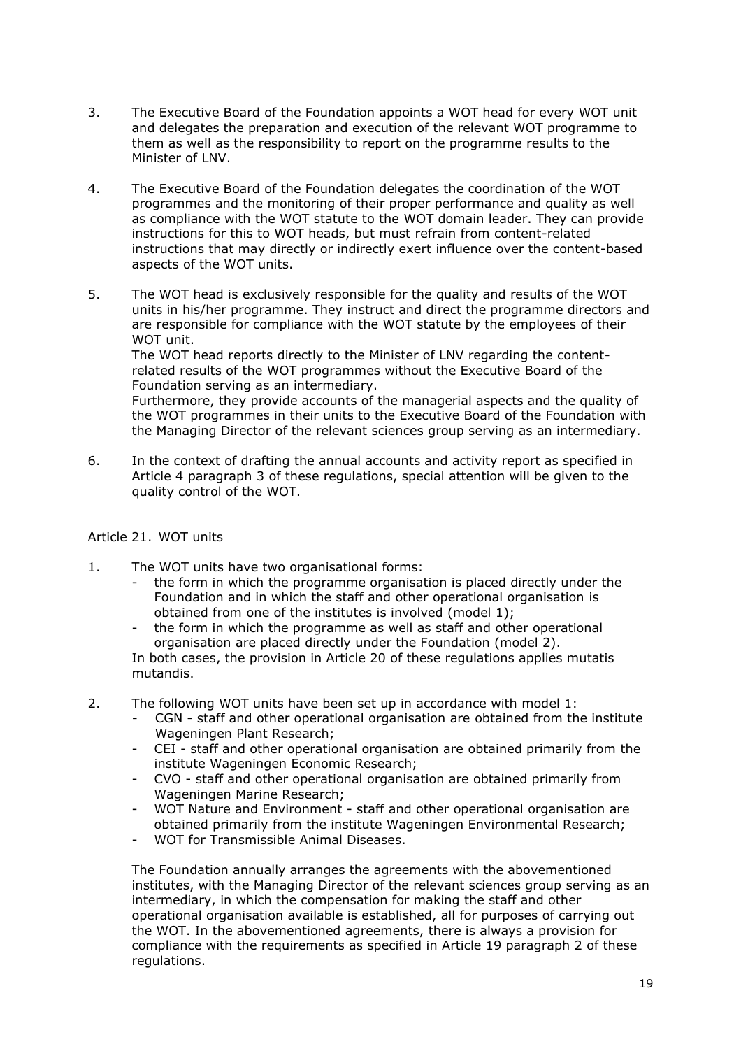3. The Executive Board of the Foundation appoints a WOT head for every WOT unit and delegates the preparation and execution of the relevant WOT programme to them as well as the responsibility to report on the programme results to the Minister of LNV.

4. The Executive Board of the Foundation delegates the coordination of the WOT programmes and the monitoring of their proper performance and quality as well as compliance with the WOT statute to the WOT domain leader. They can provide instructions for this to WOT heads, but must refrain from content-related instructions that may directly or indirectly exert influence over the content-based aspects of the WOT units.

5. The WOT head is exclusively responsible for the quality and results of the WOT units in his/her programme. They instruct and direct the programme directors and are responsible for compliance with the WOT statute by the employees of their WOT unit.
   The WOT head reports directly to the Minister of LNV regarding the content-related results of the WOT programmes without the Executive Board of the Foundation serving as an intermediary.
   Furthermore, they provide accounts of the managerial aspects and the quality of the WOT programmes in their units to the Executive Board of the Foundation with the Managing Director of the relevant sciences group serving as an intermediary.

6. In the context of drafting the annual accounts and activity report as specified in Article 4 paragraph 3 of these regulations, special attention will be given to the quality control of the WOT.

## Article 21. WOT units

1. The WOT units have two organisational forms:
   - the form in which the programme organisation is placed directly under the Foundation and in which the staff and other operational organisation is obtained from one of the institutes is involved (model 1);
   - the form in which the programme as well as staff and other operational organisation are placed directly under the Foundation (model 2).

   In both cases, the provision in Article 20 of these regulations applies mutatis mutandis.

2. The following WOT units have been set up in accordance with model 1:
   - CGN - staff and other operational organisation are obtained from the institute Wageningen Plant Research;
   - CEI - staff and other operational organisation are obtained primarily from the institute Wageningen Economic Research;
   - CVO - staff and other operational organisation are obtained primarily from Wageningen Marine Research;
   - WOT Nature and Environment - staff and other operational organisation are obtained primarily from the institute Wageningen Environmental Research;
   - WOT for Transmissible Animal Diseases.

   The Foundation annually arranges the agreements with the abovementioned institutes, with the Managing Director of the relevant sciences group serving as an intermediary, in which the compensation for making the staff and other operational organisation available is established, all for purposes of carrying out the WOT. In the abovementioned agreements, there is always a provision for compliance with the requirements as specified in Article 19 paragraph 2 of these regulations.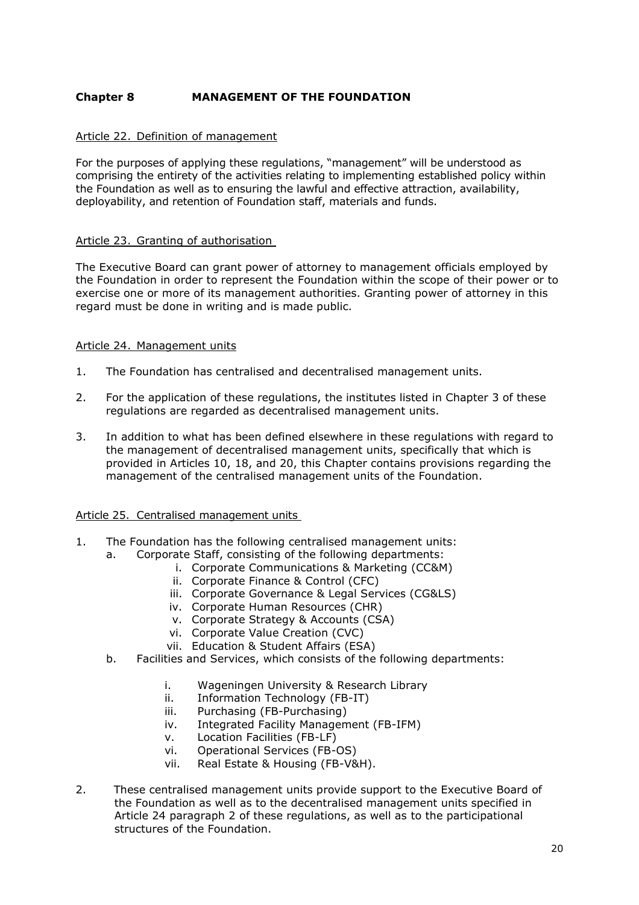## Chapter 8 MANAGEMENT OF THE FOUNDATION

### Article 22. Definition of management

For the purposes of applying these regulations, "management" will be understood as comprising the entirety of the activities relating to implementing established policy within the Foundation as well as to ensuring the lawful and effective attraction, availability, deployability, and retention of Foundation staff, materials and funds.

### Article 23. Granting of authorisation

The Executive Board can grant power of attorney to management officials employed by the Foundation in order to represent the Foundation within the scope of their power or to exercise one or more of its management authorities. Granting power of attorney in this regard must be done in writing and is made public.

### Article 24. Management units

1. The Foundation has centralised and decentralised management units.
2. For the application of these regulations, the institutes listed in Chapter 3 of these regulations are regarded as decentralised management units.
3. In addition to what has been defined elsewhere in these regulations with regard to the management of decentralised management units, specifically that which is provided in Articles 10, 18, and 20, this Chapter contains provisions regarding the management of the centralised management units of the Foundation.

### Article 25. Centralised management units

1. The Foundation has the following centralised management units:
   a. Corporate Staff, consisting of the following departments:
      i. Corporate Communications & Marketing (CC&M)
      ii. Corporate Finance & Control (CFC)
      iii. Corporate Governance & Legal Services (CG&LS)
      iv. Corporate Human Resources (CHR)
      v. Corporate Strategy & Accounts (CSA)
      vi. Corporate Value Creation (CVC)
      vii. Education & Student Affairs (ESA)
   b. Facilities and Services, which consists of the following departments:
      i. Wageningen University & Research Library
      ii. Information Technology (FB-IT)
      iii. Purchasing (FB-Purchasing)
      iv. Integrated Facility Management (FB-IFM)
      v. Location Facilities (FB-LF)
      vi. Operational Services (FB-OS)
      vii. Real Estate & Housing (FB-V&H).
2. These centralised management units provide support to the Executive Board of the Foundation as well as to the decentralised management units specified in Article 24 paragraph 2 of these regulations, as well as to the participational structures of the Foundation.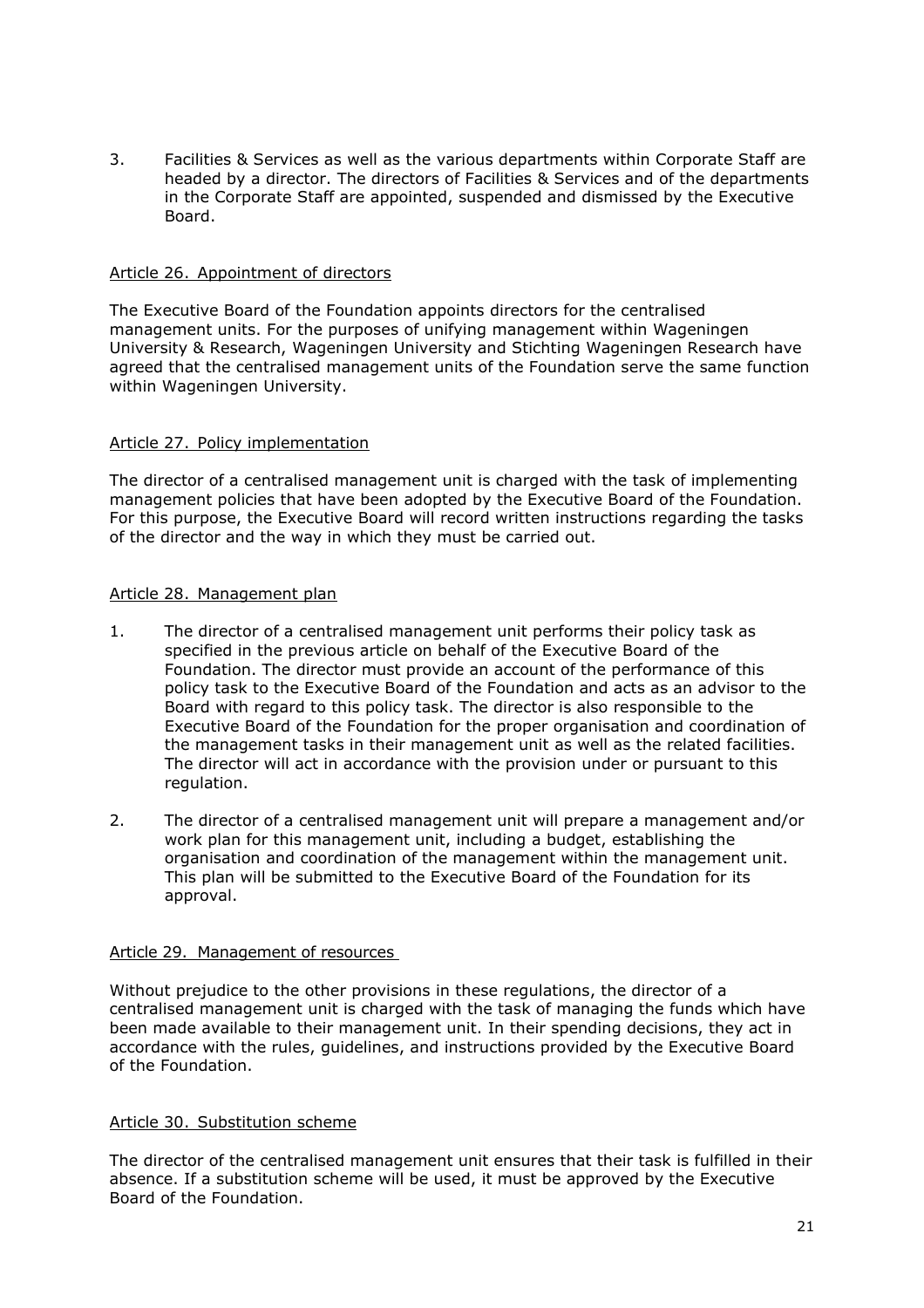3. Facilities & Services as well as the various departments within Corporate Staff are headed by a director. The directors of Facilities & Services and of the departments in the Corporate Staff are appointed, suspended and dismissed by the Executive Board.

## Article 26. Appointment of directors

The Executive Board of the Foundation appoints directors for the centralised management units. For the purposes of unifying management within Wageningen University & Research, Wageningen University and Stichting Wageningen Research have agreed that the centralised management units of the Foundation serve the same function within Wageningen University.

## Article 27. Policy implementation

The director of a centralised management unit is charged with the task of implementing management policies that have been adopted by the Executive Board of the Foundation. For this purpose, the Executive Board will record written instructions regarding the tasks of the director and the way in which they must be carried out.

## Article 28. Management plan

1. The director of a centralised management unit performs their policy task as specified in the previous article on behalf of the Executive Board of the Foundation. The director must provide an account of the performance of this policy task to the Executive Board of the Foundation and acts as an advisor to the Board with regard to this policy task. The director is also responsible to the Executive Board of the Foundation for the proper organisation and coordination of the management tasks in their management unit as well as the related facilities. The director will act in accordance with the provision under or pursuant to this regulation.

2. The director of a centralised management unit will prepare a management and/or work plan for this management unit, including a budget, establishing the organisation and coordination of the management within the management unit. This plan will be submitted to the Executive Board of the Foundation for its approval.

## Article 29. Management of resources

Without prejudice to the other provisions in these regulations, the director of a centralised management unit is charged with the task of managing the funds which have been made available to their management unit. In their spending decisions, they act in accordance with the rules, guidelines, and instructions provided by the Executive Board of the Foundation.

## Article 30. Substitution scheme

The director of the centralised management unit ensures that their task is fulfilled in their absence. If a substitution scheme will be used, it must be approved by the Executive Board of the Foundation.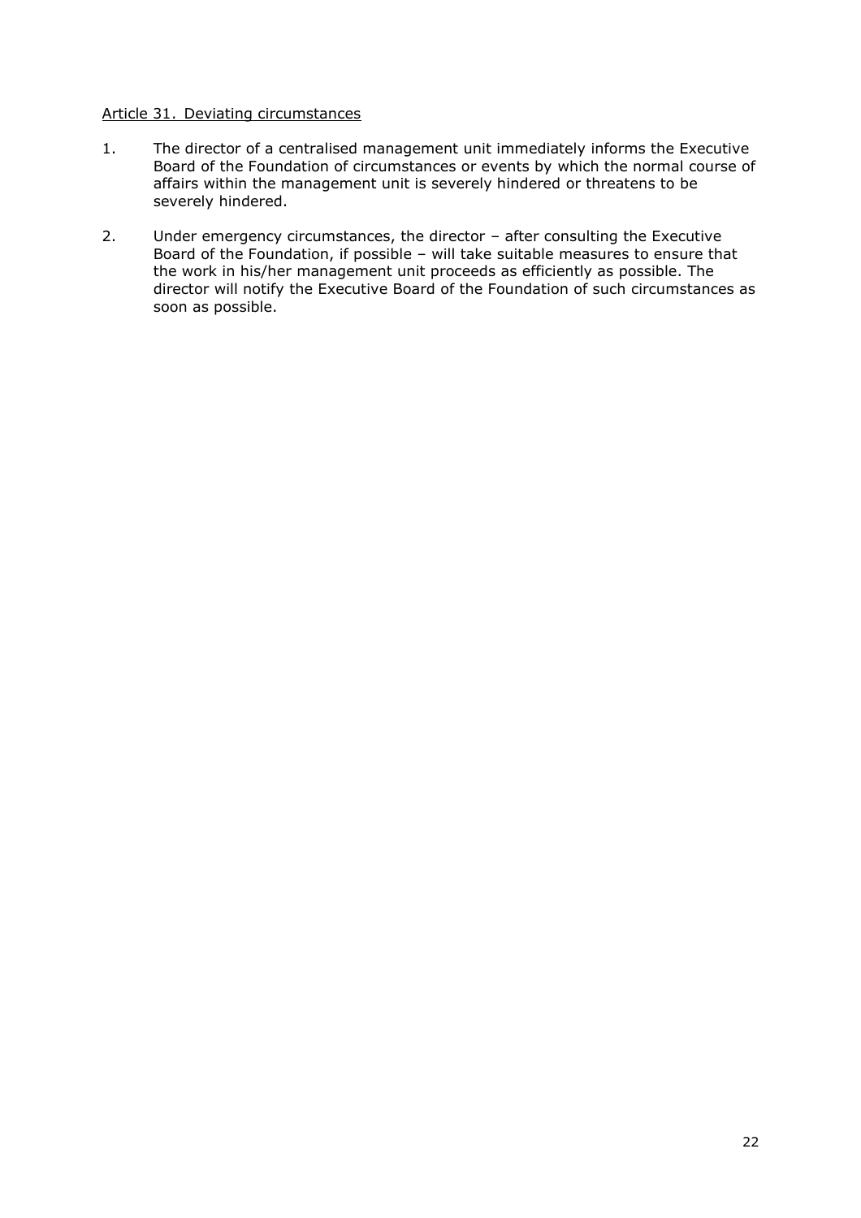Article 31. Deviating circumstances

1. The director of a centralised management unit immediately informs the Executive Board of the Foundation of circumstances or events by which the normal course of affairs within the management unit is severely hindered or threatens to be severely hindered.

2. Under emergency circumstances, the director – after consulting the Executive Board of the Foundation, if possible – will take suitable measures to ensure that the work in his/her management unit proceeds as efficiently as possible. The director will notify the Executive Board of the Foundation of such circumstances as soon as possible.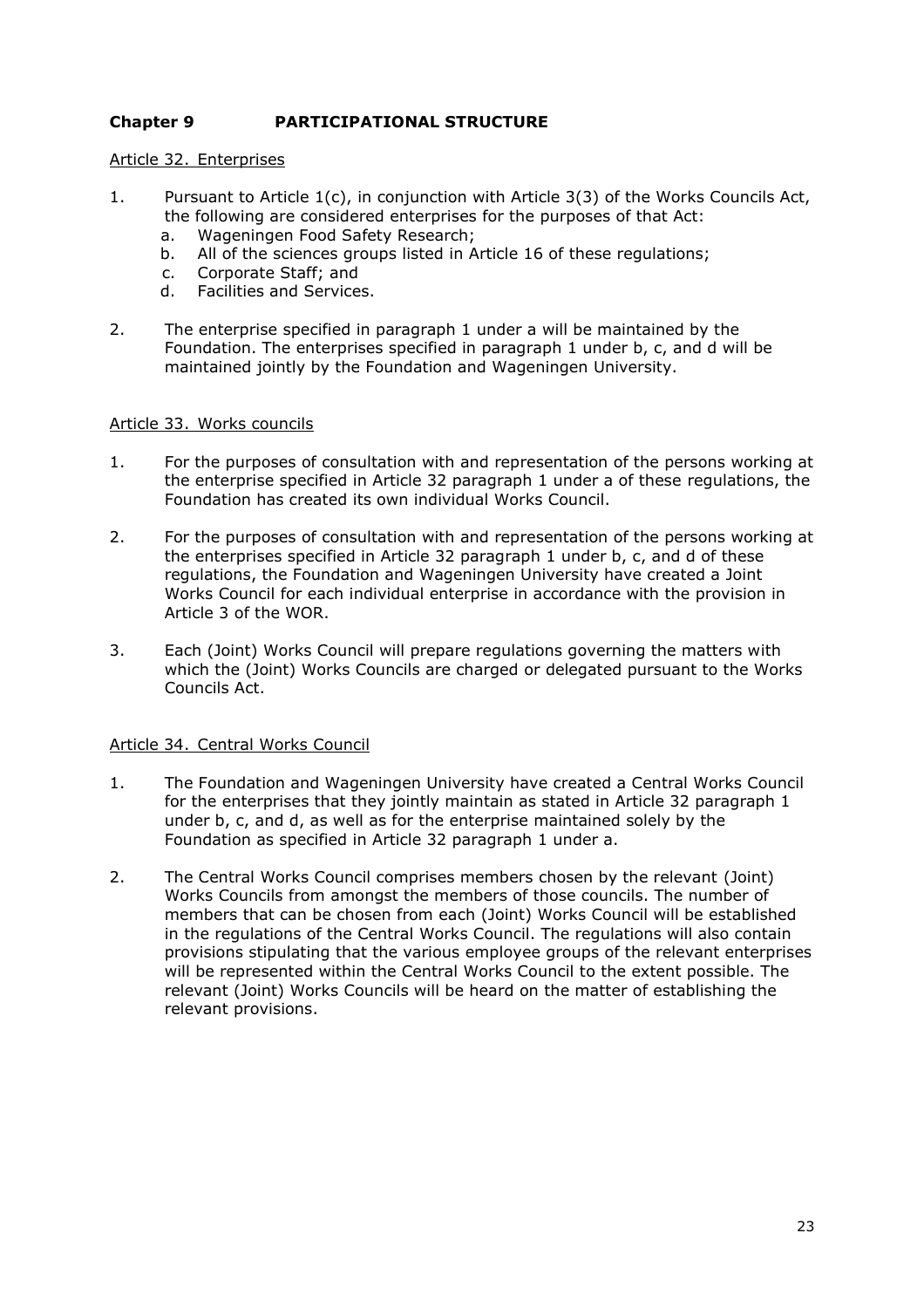## Chapter 9 PARTICIPATIONAL STRUCTURE

### Article 32. Enterprises

1. Pursuant to Article 1(c), in conjunction with Article 3(3) of the Works Councils Act, the following are considered enterprises for the purposes of that Act:
   a. Wageningen Food Safety Research;
   b. All of the sciences groups listed in Article 16 of these regulations;
   c. Corporate Staff; and
   d. Facilities and Services.

2. The enterprise specified in paragraph 1 under a will be maintained by the Foundation. The enterprises specified in paragraph 1 under b, c, and d will be maintained jointly by the Foundation and Wageningen University.

### Article 33. Works councils

1. For the purposes of consultation with and representation of the persons working at the enterprise specified in Article 32 paragraph 1 under a of these regulations, the Foundation has created its own individual Works Council.

2. For the purposes of consultation with and representation of the persons working at the enterprises specified in Article 32 paragraph 1 under b, c, and d of these regulations, the Foundation and Wageningen University have created a Joint Works Council for each individual enterprise in accordance with the provision in Article 3 of the WOR.

3. Each (Joint) Works Council will prepare regulations governing the matters with which the (Joint) Works Councils are charged or delegated pursuant to the Works Councils Act.

### Article 34. Central Works Council

1. The Foundation and Wageningen University have created a Central Works Council for the enterprises that they jointly maintain as stated in Article 32 paragraph 1 under b, c, and d, as well as for the enterprise maintained solely by the Foundation as specified in Article 32 paragraph 1 under a.

2. The Central Works Council comprises members chosen by the relevant (Joint) Works Councils from amongst the members of those councils. The number of members that can be chosen from each (Joint) Works Council will be established in the regulations of the Central Works Council. The regulations will also contain provisions stipulating that the various employee groups of the relevant enterprises will be represented within the Central Works Council to the extent possible. The relevant (Joint) Works Councils will be heard on the matter of establishing the relevant provisions.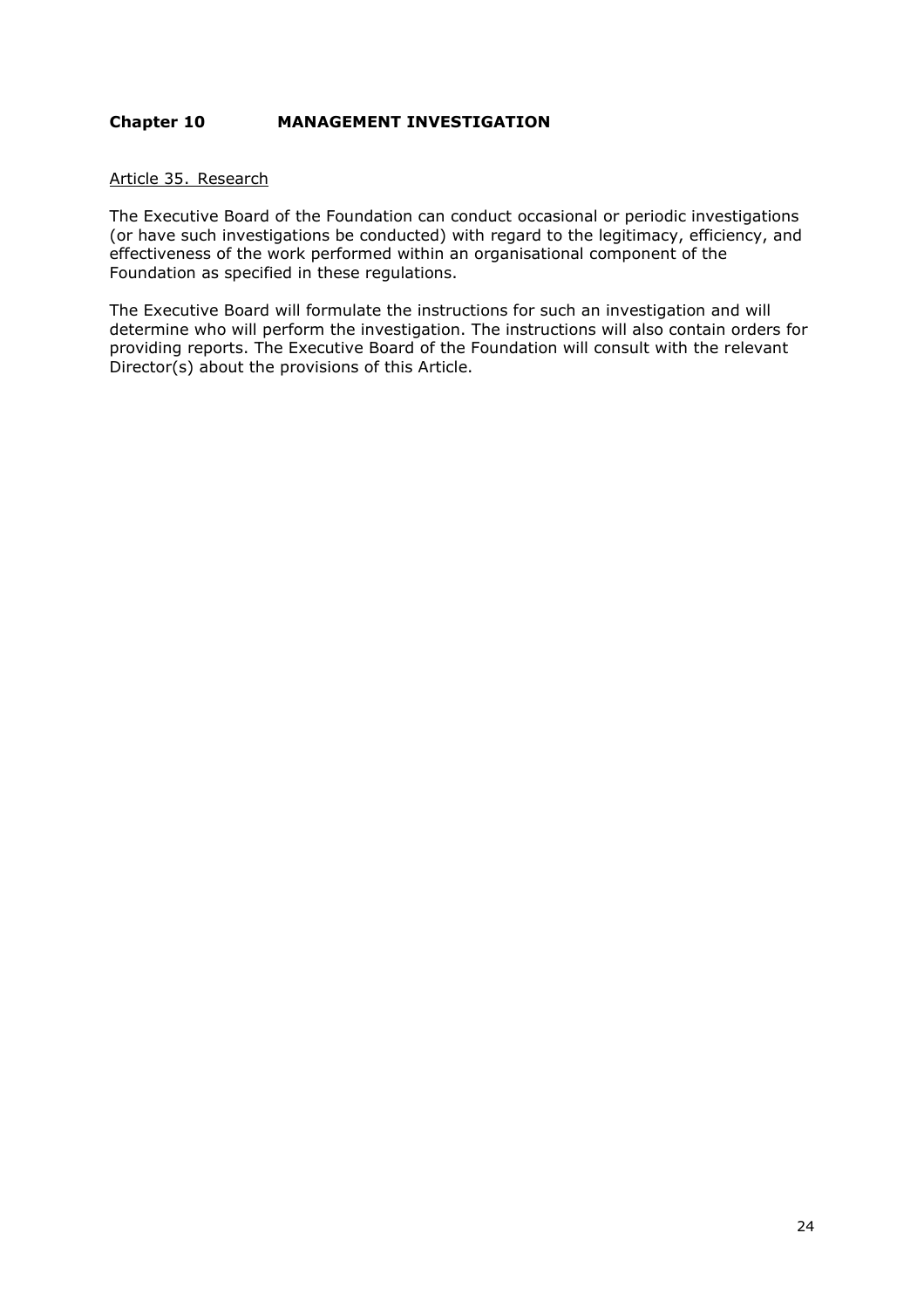## Chapter 10 MANAGEMENT INVESTIGATION

Article 35. Research

The Executive Board of the Foundation can conduct occasional or periodic investigations (or have such investigations be conducted) with regard to the legitimacy, efficiency, and effectiveness of the work performed within an organisational component of the Foundation as specified in these regulations.

The Executive Board will formulate the instructions for such an investigation and will determine who will perform the investigation. The instructions will also contain orders for providing reports. The Executive Board of the Foundation will consult with the relevant Director(s) about the provisions of this Article.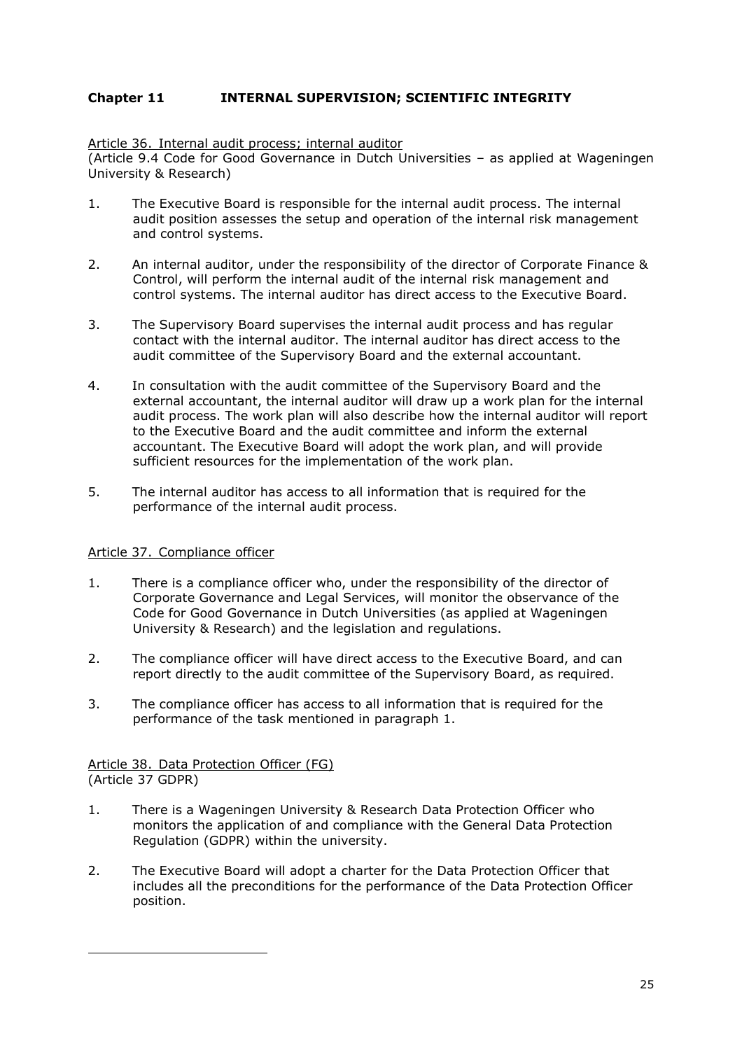## Chapter 11 INTERNAL SUPERVISION; SCIENTIFIC INTEGRITY

Article 36. Internal audit process; internal auditor
(Article 9.4 Code for Good Governance in Dutch Universities – as applied at Wageningen University & Research)

1. The Executive Board is responsible for the internal audit process. The internal audit position assesses the setup and operation of the internal risk management and control systems.

2. An internal auditor, under the responsibility of the director of Corporate Finance & Control, will perform the internal audit of the internal risk management and control systems. The internal auditor has direct access to the Executive Board.

3. The Supervisory Board supervises the internal audit process and has regular contact with the internal auditor. The internal auditor has direct access to the audit committee of the Supervisory Board and the external accountant.

4. In consultation with the audit committee of the Supervisory Board and the external accountant, the internal auditor will draw up a work plan for the internal audit process. The work plan will also describe how the internal auditor will report to the Executive Board and the audit committee and inform the external accountant. The Executive Board will adopt the work plan, and will provide sufficient resources for the implementation of the work plan.

5. The internal auditor has access to all information that is required for the performance of the internal audit process.

Article 37. Compliance officer

1. There is a compliance officer who, under the responsibility of the director of Corporate Governance and Legal Services, will monitor the observance of the Code for Good Governance in Dutch Universities (as applied at Wageningen University & Research) and the legislation and regulations.

2. The compliance officer will have direct access to the Executive Board, and can report directly to the audit committee of the Supervisory Board, as required.

3. The compliance officer has access to all information that is required for the performance of the task mentioned in paragraph 1.

Article 38. Data Protection Officer (FG)
(Article 37 GDPR)

1. There is a Wageningen University & Research Data Protection Officer who monitors the application of and compliance with the General Data Protection Regulation (GDPR) within the university.

2. The Executive Board will adopt a charter for the Data Protection Officer that includes all the preconditions for the performance of the Data Protection Officer position.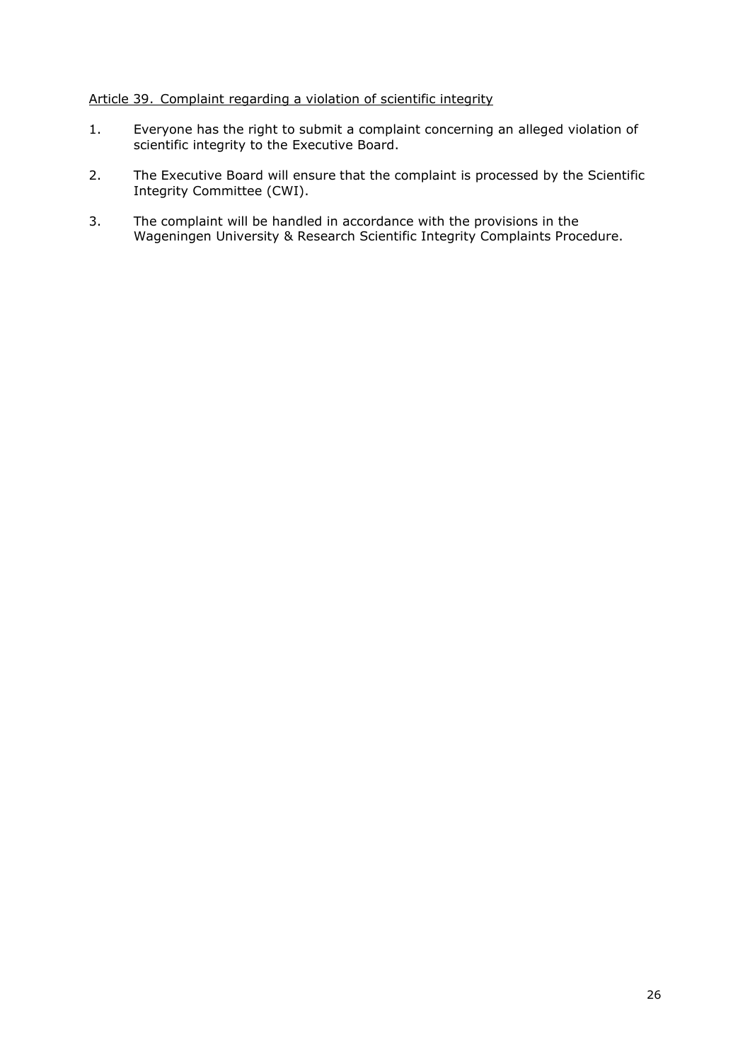Article 39. Complaint regarding a violation of scientific integrity

1. Everyone has the right to submit a complaint concerning an alleged violation of scientific integrity to the Executive Board.
2. The Executive Board will ensure that the complaint is processed by the Scientific Integrity Committee (CWI).
3. The complaint will be handled in accordance with the provisions in the Wageningen University & Research Scientific Integrity Complaints Procedure.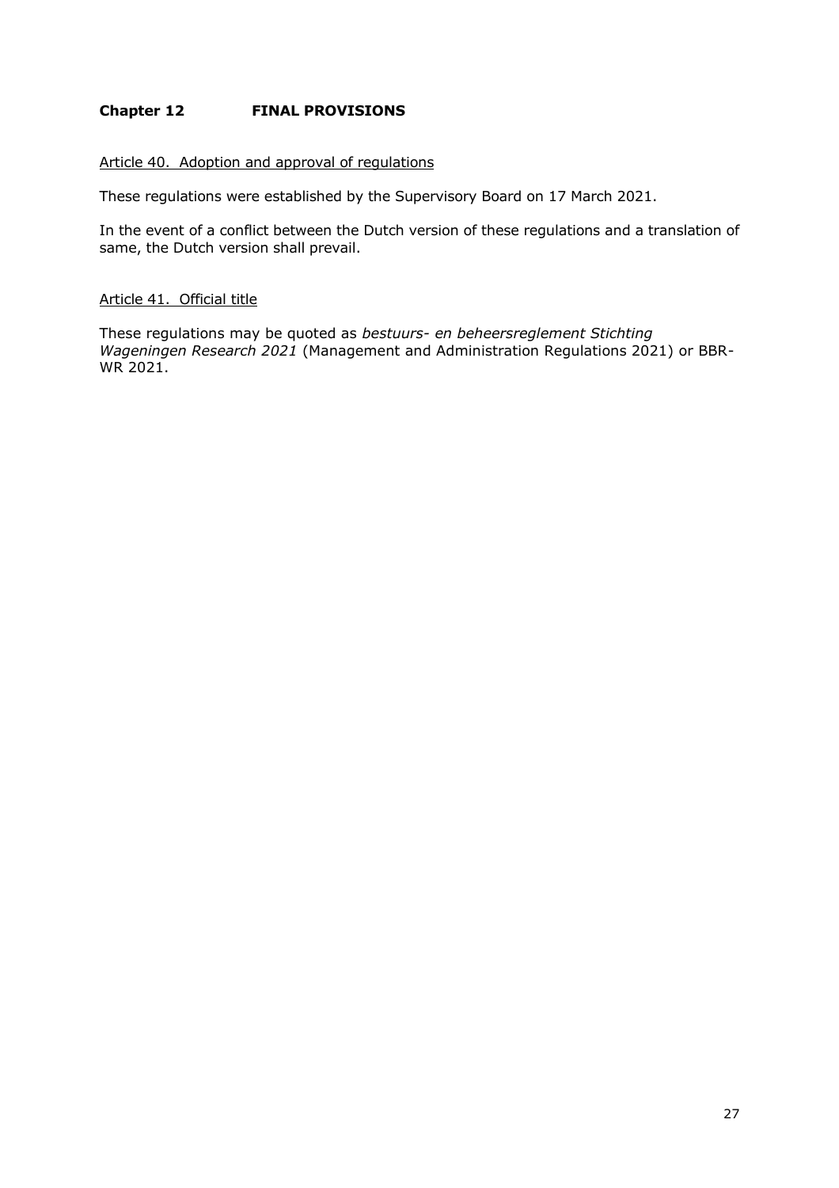## Chapter 12 FINAL PROVISIONS

Article 40. Adoption and approval of regulations

These regulations were established by the Supervisory Board on 17 March 2021.

In the event of a conflict between the Dutch version of these regulations and a translation of same, the Dutch version shall prevail.

Article 41. Official title

These regulations may be quoted as *bestuurs- en beheersreglement Stichting Wageningen Research 2021* (Management and Administration Regulations 2021) or BBR-WR 2021.